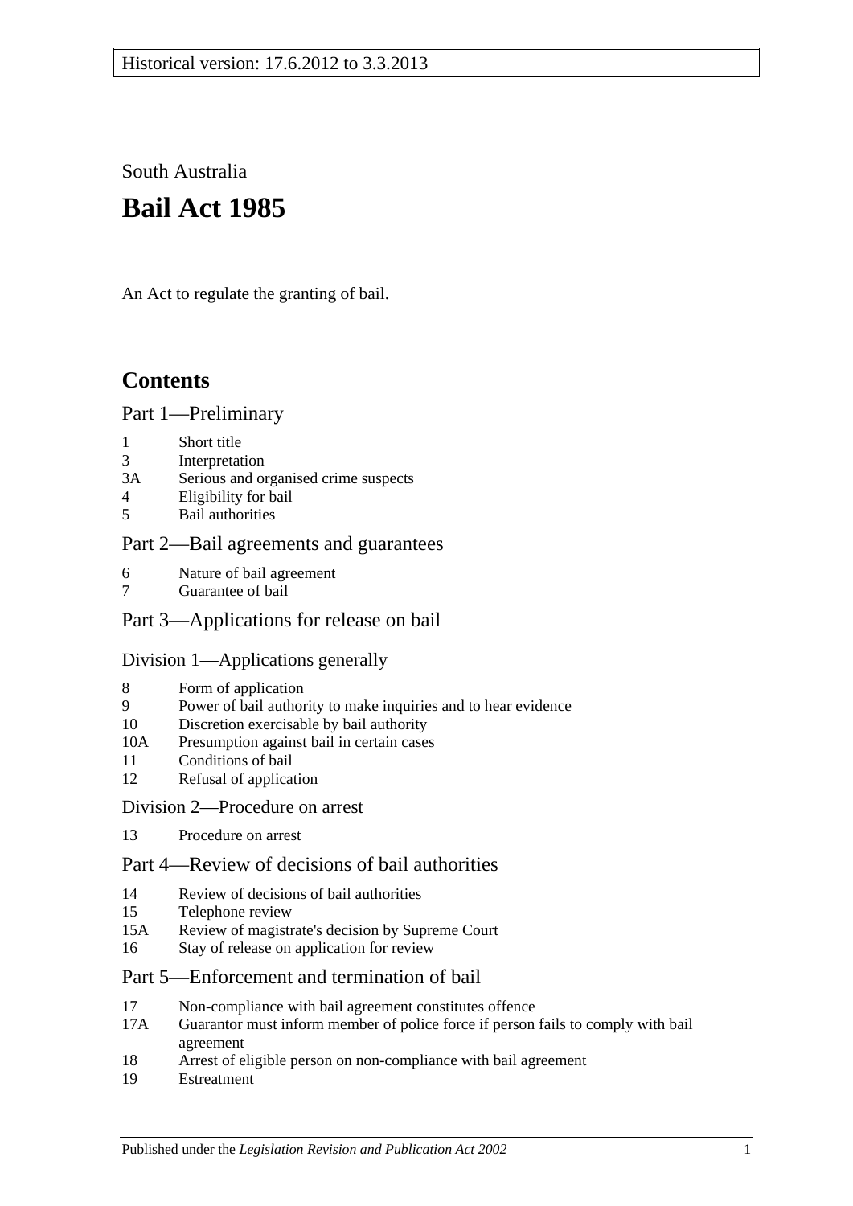Historical version: 17.6.2012 to 3.3.2013

South Australia

# Bail Act 1985

An Act to regulate the granting of bail.

## Contents

Part 1—Preliminary

1 Short title
3 Interpretation
3A Serious and organised crime suspects
4 Eligibility for bail
5 Bail authorities

Part 2—Bail agreements and guarantees

6 Nature of bail agreement
7 Guarantee of bail

Part 3—Applications for release on bail

Division 1—Applications generally

8 Form of application
9 Power of bail authority to make inquiries and to hear evidence
10 Discretion exercisable by bail authority
10A Presumption against bail in certain cases
11 Conditions of bail
12 Refusal of application

Division 2—Procedure on arrest

13 Procedure on arrest

Part 4—Review of decisions of bail authorities

14 Review of decisions of bail authorities
15 Telephone review
15A Review of magistrate's decision by Supreme Court
16 Stay of release on application for review

Part 5—Enforcement and termination of bail

17 Non-compliance with bail agreement constitutes offence
17A Guarantor must inform member of police force if person fails to comply with bail agreement
18 Arrest of eligible person on non-compliance with bail agreement
19 Estreatment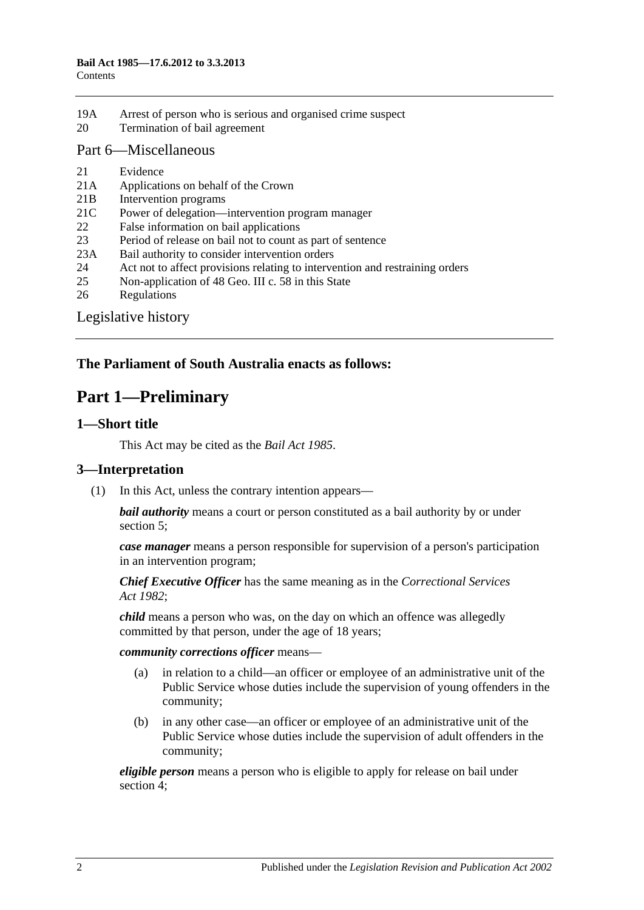19A Arrest of person who is serious and organised crime suspect
20 Termination of bail agreement

Part 6—Miscellaneous

21 Evidence
21A Applications on behalf of the Crown
21B Intervention programs
21C Power of delegation—intervention program manager
22 False information on bail applications
23 Period of release on bail not to count as part of sentence
23A Bail authority to consider intervention orders
24 Act not to affect provisions relating to intervention and restraining orders
25 Non-application of 48 Geo. III c. 58 in this State
26 Regulations

Legislative history

**The Parliament of South Australia enacts as follows:**

# Part 1—Preliminary

## 1—Short title

This Act may be cited as the *Bail Act 1985*.

## 3—Interpretation

(1) In this Act, unless the contrary intention appears—

***bail authority*** means a court or person constituted as a bail authority by or under section 5;

***case manager*** means a person responsible for supervision of a person's participation in an intervention program;

***Chief Executive Officer*** has the same meaning as in the *Correctional Services Act 1982*;

***child*** means a person who was, on the day on which an offence was allegedly committed by that person, under the age of 18 years;

***community corrections officer*** means—

(a) in relation to a child—an officer or employee of an administrative unit of the Public Service whose duties include the supervision of young offenders in the community;

(b) in any other case—an officer or employee of an administrative unit of the Public Service whose duties include the supervision of adult offenders in the community;

***eligible person*** means a person who is eligible to apply for release on bail under section 4;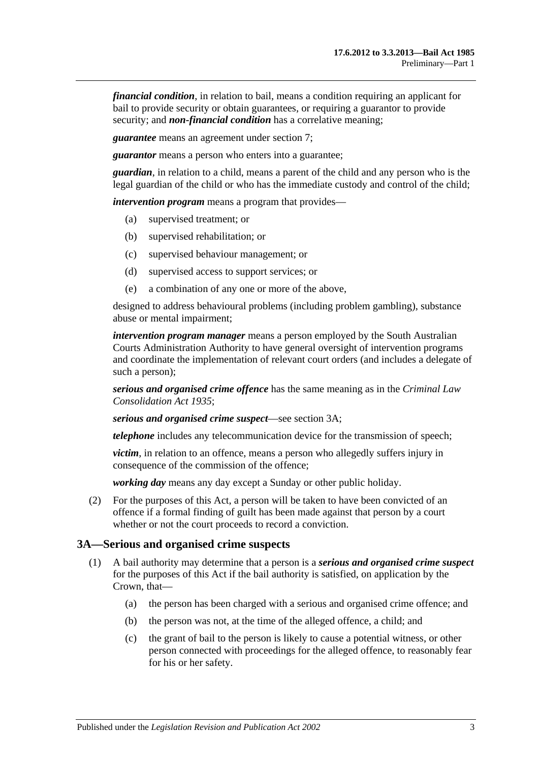***financial condition***, in relation to bail, means a condition requiring an applicant for bail to provide security or obtain guarantees, or requiring a guarantor to provide security; and ***non-financial condition*** has a correlative meaning;

***guarantee*** means an agreement under section 7;

***guarantor*** means a person who enters into a guarantee;

***guardian***, in relation to a child, means a parent of the child and any person who is the legal guardian of the child or who has the immediate custody and control of the child;

***intervention program*** means a program that provides—

- (a) supervised treatment; or
- (b) supervised rehabilitation; or
- (c) supervised behaviour management; or
- (d) supervised access to support services; or
- (e) a combination of any one or more of the above,

designed to address behavioural problems (including problem gambling), substance abuse or mental impairment;

***intervention program manager*** means a person employed by the South Australian Courts Administration Authority to have general oversight of intervention programs and coordinate the implementation of relevant court orders (and includes a delegate of such a person);

***serious and organised crime offence*** has the same meaning as in the *Criminal Law Consolidation Act 1935*;

***serious and organised crime suspect***—see section 3A;

***telephone*** includes any telecommunication device for the transmission of speech;

***victim***, in relation to an offence, means a person who allegedly suffers injury in consequence of the commission of the offence;

***working day*** means any day except a Sunday or other public holiday.

(2) For the purposes of this Act, a person will be taken to have been convicted of an offence if a formal finding of guilt has been made against that person by a court whether or not the court proceeds to record a conviction.

## 3A—Serious and organised crime suspects

(1) A bail authority may determine that a person is a ***serious and organised crime suspect*** for the purposes of this Act if the bail authority is satisfied, on application by the Crown, that—

- (a) the person has been charged with a serious and organised crime offence; and
- (b) the person was not, at the time of the alleged offence, a child; and
- (c) the grant of bail to the person is likely to cause a potential witness, or other person connected with proceedings for the alleged offence, to reasonably fear for his or her safety.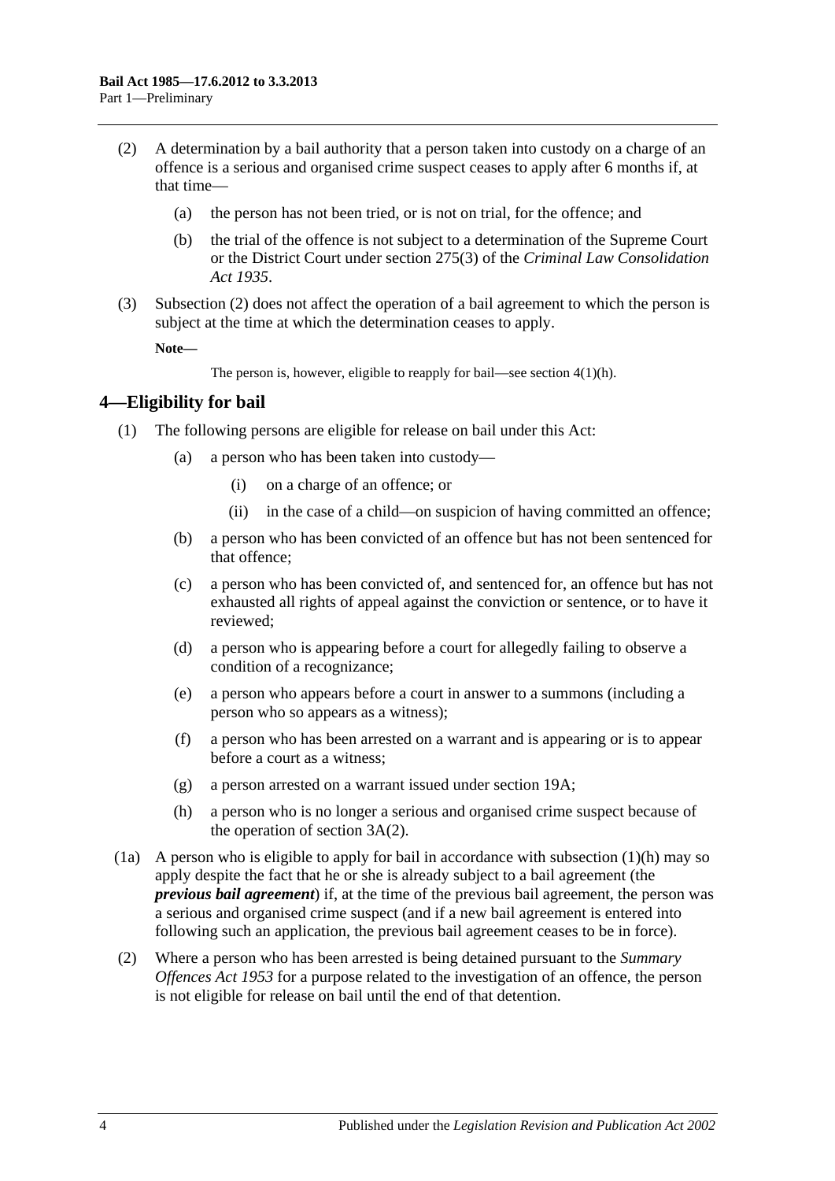(2) A determination by a bail authority that a person taken into custody on a charge of an offence is a serious and organised crime suspect ceases to apply after 6 months if, at that time—

(a) the person has not been tried, or is not on trial, for the offence; and

(b) the trial of the offence is not subject to a determination of the Supreme Court or the District Court under section 275(3) of the *Criminal Law Consolidation Act 1935*.

(3) Subsection (2) does not affect the operation of a bail agreement to which the person is subject at the time at which the determination ceases to apply.

**Note—**

The person is, however, eligible to reapply for bail—see section 4(1)(h).

## 4—Eligibility for bail

(1) The following persons are eligible for release on bail under this Act:

(a) a person who has been taken into custody—

(i) on a charge of an offence; or

(ii) in the case of a child—on suspicion of having committed an offence;

(b) a person who has been convicted of an offence but has not been sentenced for that offence;

(c) a person who has been convicted of, and sentenced for, an offence but has not exhausted all rights of appeal against the conviction or sentence, or to have it reviewed;

(d) a person who is appearing before a court for allegedly failing to observe a condition of a recognizance;

(e) a person who appears before a court in answer to a summons (including a person who so appears as a witness);

(f) a person who has been arrested on a warrant and is appearing or is to appear before a court as a witness;

(g) a person arrested on a warrant issued under section 19A;

(h) a person who is no longer a serious and organised crime suspect because of the operation of section 3A(2).

(1a) A person who is eligible to apply for bail in accordance with subsection (1)(h) may so apply despite the fact that he or she is already subject to a bail agreement (the ***previous bail agreement***) if, at the time of the previous bail agreement, the person was a serious and organised crime suspect (and if a new bail agreement is entered into following such an application, the previous bail agreement ceases to be in force).

(2) Where a person who has been arrested is being detained pursuant to the *Summary Offences Act 1953* for a purpose related to the investigation of an offence, the person is not eligible for release on bail until the end of that detention.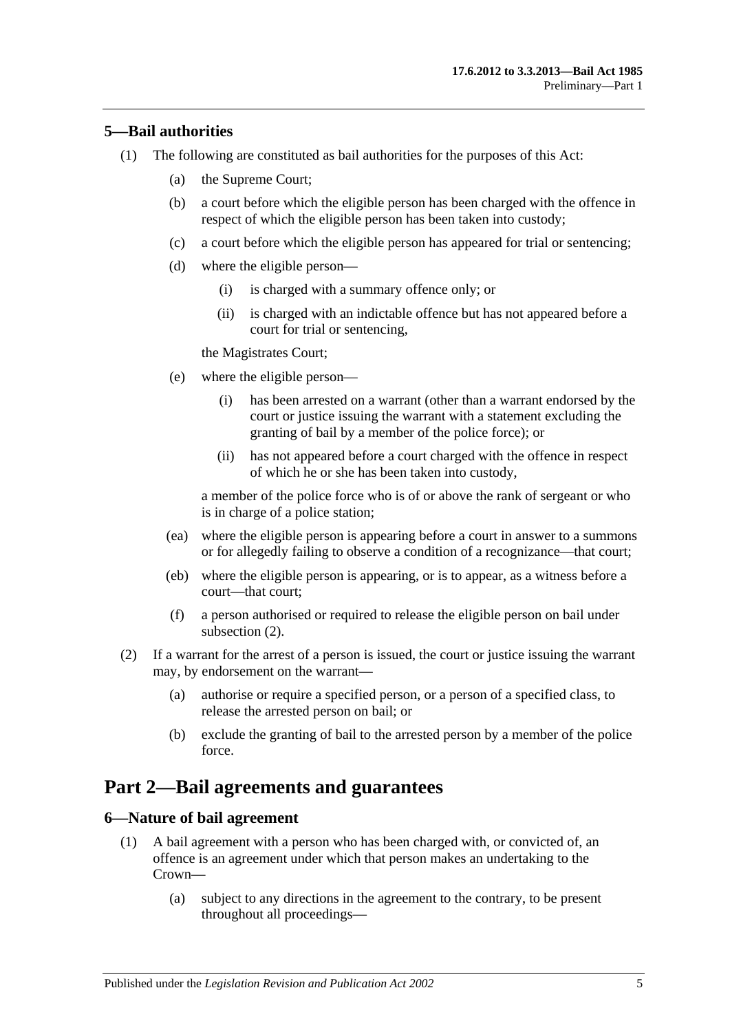## 5—Bail authorities

(1) The following are constituted as bail authorities for the purposes of this Act:

- (a) the Supreme Court;
- (b) a court before which the eligible person has been charged with the offence in respect of which the eligible person has been taken into custody;
- (c) a court before which the eligible person has appeared for trial or sentencing;
- (d) where the eligible person—
  - (i) is charged with a summary offence only; or
  - (ii) is charged with an indictable offence but has not appeared before a court for trial or sentencing,

  the Magistrates Court;
- (e) where the eligible person—
  - (i) has been arrested on a warrant (other than a warrant endorsed by the court or justice issuing the warrant with a statement excluding the granting of bail by a member of the police force); or
  - (ii) has not appeared before a court charged with the offence in respect of which he or she has been taken into custody,

  a member of the police force who is of or above the rank of sergeant or who is in charge of a police station;
- (ea) where the eligible person is appearing before a court in answer to a summons or for allegedly failing to observe a condition of a recognizance—that court;
- (eb) where the eligible person is appearing, or is to appear, as a witness before a court—that court;
- (f) a person authorised or required to release the eligible person on bail under subsection (2).

(2) If a warrant for the arrest of a person is issued, the court or justice issuing the warrant may, by endorsement on the warrant—

- (a) authorise or require a specified person, or a person of a specified class, to release the arrested person on bail; or
- (b) exclude the granting of bail to the arrested person by a member of the police force.

# Part 2—Bail agreements and guarantees

## 6—Nature of bail agreement

(1) A bail agreement with a person who has been charged with, or convicted of, an offence is an agreement under which that person makes an undertaking to the Crown—

- (a) subject to any directions in the agreement to the contrary, to be present throughout all proceedings—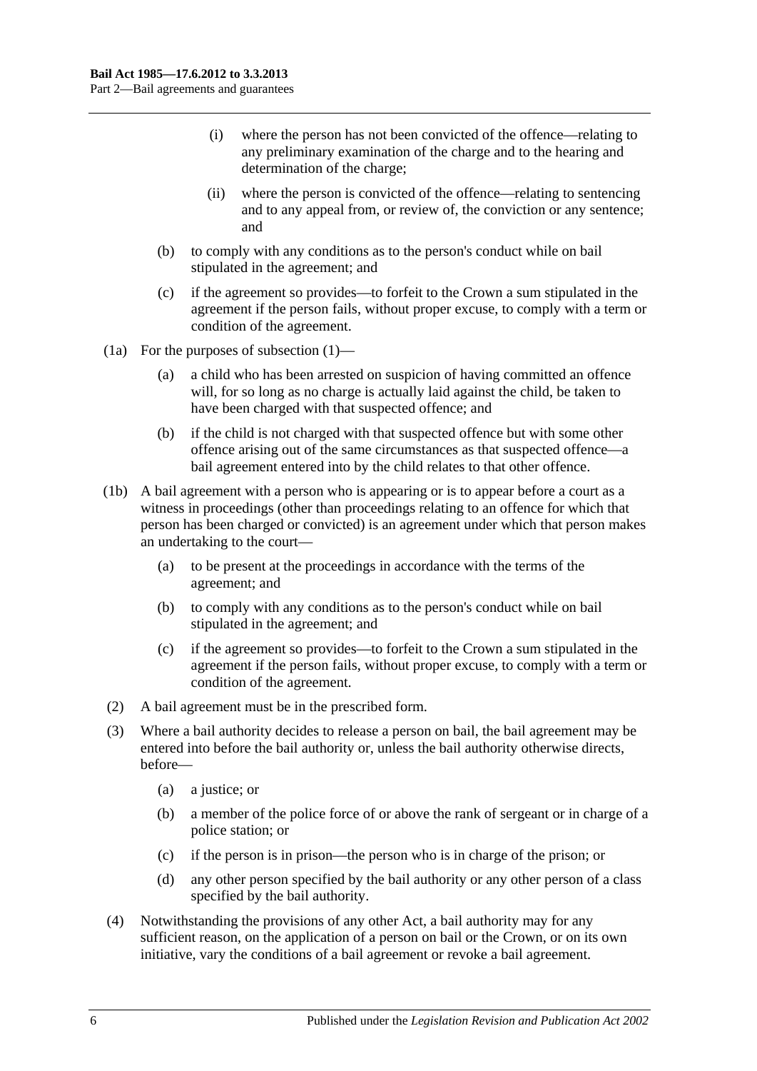(i) where the person has not been convicted of the offence—relating to any preliminary examination of the charge and to the hearing and determination of the charge;

(ii) where the person is convicted of the offence—relating to sentencing and to any appeal from, or review of, the conviction or any sentence; and

(b) to comply with any conditions as to the person's conduct while on bail stipulated in the agreement; and

(c) if the agreement so provides—to forfeit to the Crown a sum stipulated in the agreement if the person fails, without proper excuse, to comply with a term or condition of the agreement.

(1a) For the purposes of subsection (1)—

(a) a child who has been arrested on suspicion of having committed an offence will, for so long as no charge is actually laid against the child, be taken to have been charged with that suspected offence; and

(b) if the child is not charged with that suspected offence but with some other offence arising out of the same circumstances as that suspected offence—a bail agreement entered into by the child relates to that other offence.

(1b) A bail agreement with a person who is appearing or is to appear before a court as a witness in proceedings (other than proceedings relating to an offence for which that person has been charged or convicted) is an agreement under which that person makes an undertaking to the court—

(a) to be present at the proceedings in accordance with the terms of the agreement; and

(b) to comply with any conditions as to the person's conduct while on bail stipulated in the agreement; and

(c) if the agreement so provides—to forfeit to the Crown a sum stipulated in the agreement if the person fails, without proper excuse, to comply with a term or condition of the agreement.

(2) A bail agreement must be in the prescribed form.

(3) Where a bail authority decides to release a person on bail, the bail agreement may be entered into before the bail authority or, unless the bail authority otherwise directs, before—

(a) a justice; or

(b) a member of the police force of or above the rank of sergeant or in charge of a police station; or

(c) if the person is in prison—the person who is in charge of the prison; or

(d) any other person specified by the bail authority or any other person of a class specified by the bail authority.

(4) Notwithstanding the provisions of any other Act, a bail authority may for any sufficient reason, on the application of a person on bail or the Crown, or on its own initiative, vary the conditions of a bail agreement or revoke a bail agreement.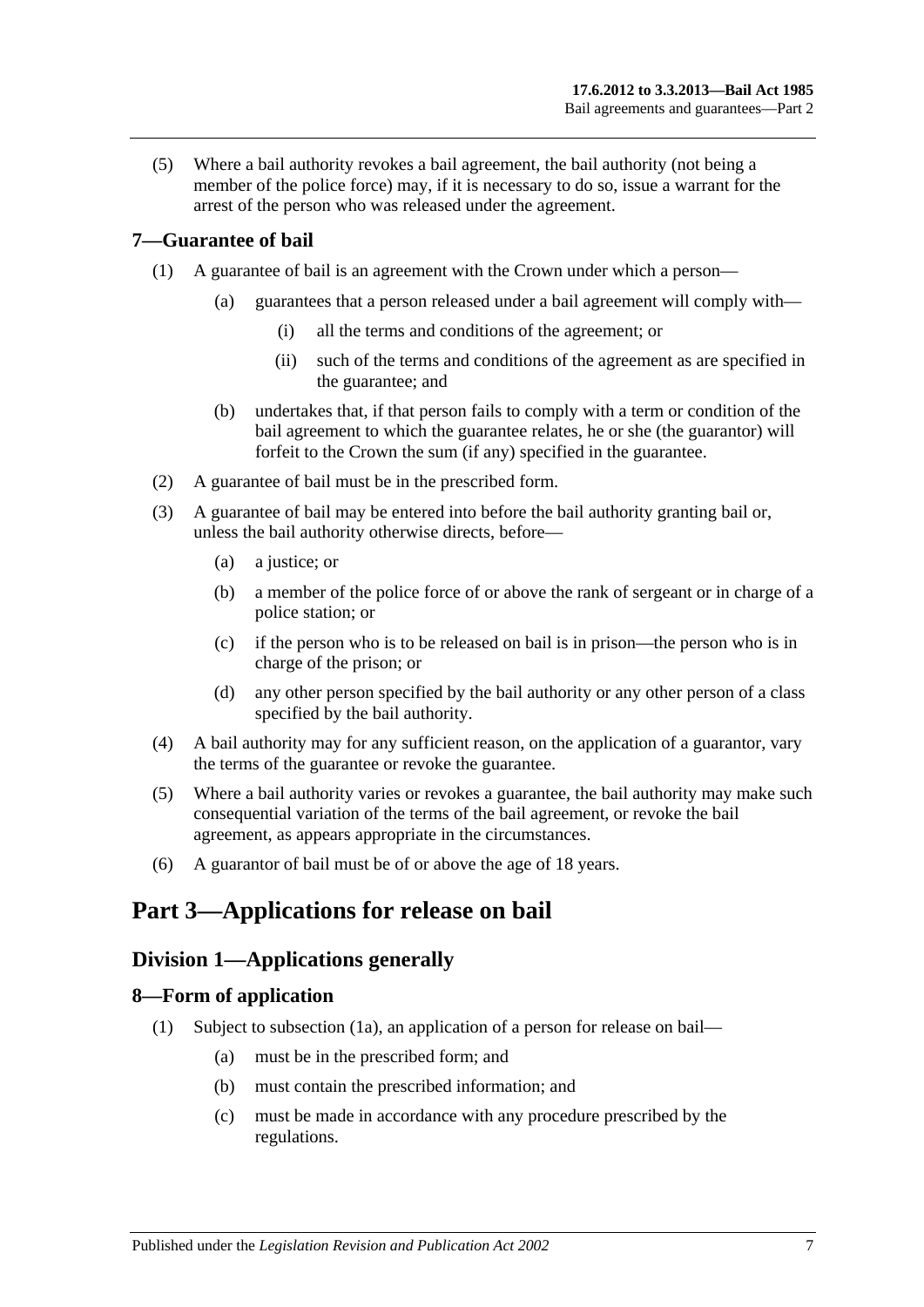(5) Where a bail authority revokes a bail agreement, the bail authority (not being a member of the police force) may, if it is necessary to do so, issue a warrant for the arrest of the person who was released under the agreement.

## 7—Guarantee of bail

(1) A guarantee of bail is an agreement with the Crown under which a person—

(a) guarantees that a person released under a bail agreement will comply with—

(i) all the terms and conditions of the agreement; or

(ii) such of the terms and conditions of the agreement as are specified in the guarantee; and

(b) undertakes that, if that person fails to comply with a term or condition of the bail agreement to which the guarantee relates, he or she (the guarantor) will forfeit to the Crown the sum (if any) specified in the guarantee.

(2) A guarantee of bail must be in the prescribed form.

(3) A guarantee of bail may be entered into before the bail authority granting bail or, unless the bail authority otherwise directs, before—

(a) a justice; or

(b) a member of the police force of or above the rank of sergeant or in charge of a police station; or

(c) if the person who is to be released on bail is in prison—the person who is in charge of the prison; or

(d) any other person specified by the bail authority or any other person of a class specified by the bail authority.

(4) A bail authority may for any sufficient reason, on the application of a guarantor, vary the terms of the guarantee or revoke the guarantee.

(5) Where a bail authority varies or revokes a guarantee, the bail authority may make such consequential variation of the terms of the bail agreement, or revoke the bail agreement, as appears appropriate in the circumstances.

(6) A guarantor of bail must be of or above the age of 18 years.

# Part 3—Applications for release on bail

## Division 1—Applications generally

## 8—Form of application

(1) Subject to subsection (1a), an application of a person for release on bail—

(a) must be in the prescribed form; and

(b) must contain the prescribed information; and

(c) must be made in accordance with any procedure prescribed by the regulations.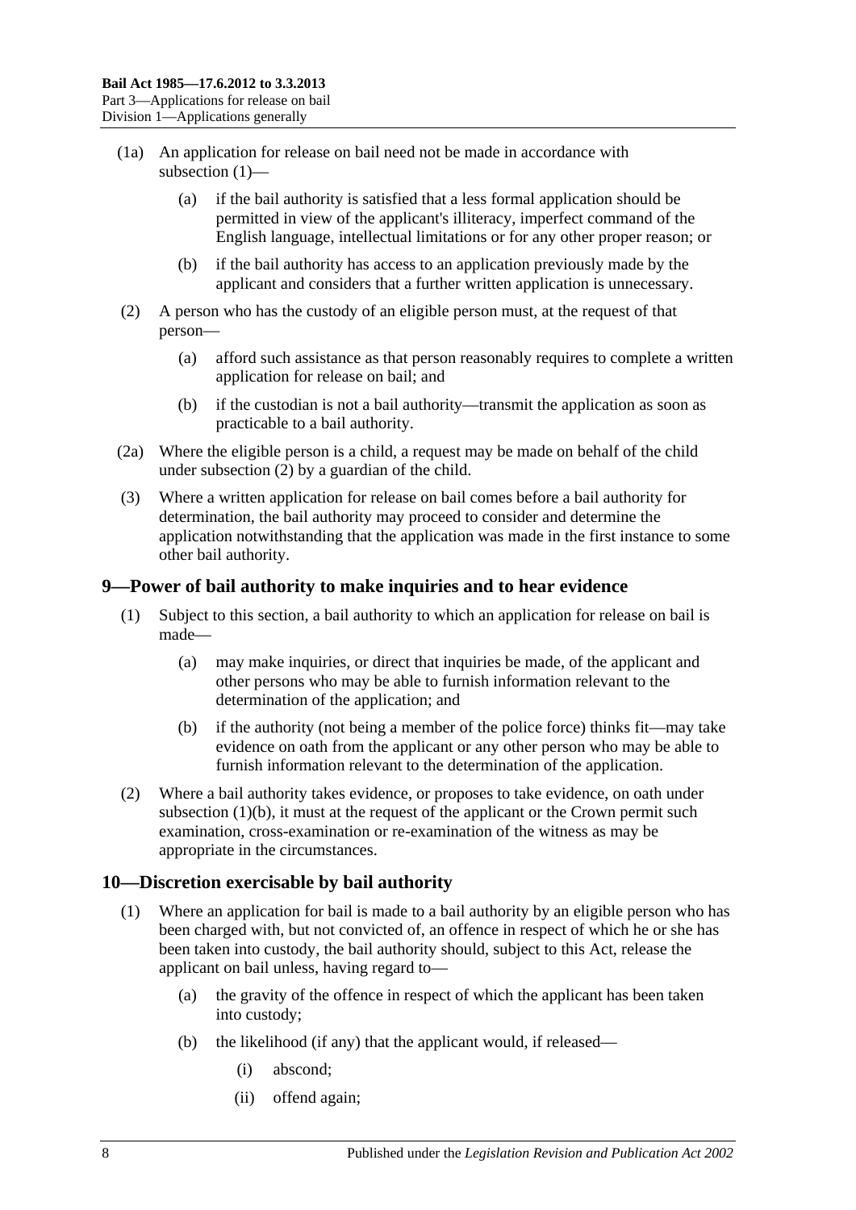(1a) An application for release on bail need not be made in accordance with subsection (1)—

(a) if the bail authority is satisfied that a less formal application should be permitted in view of the applicant's illiteracy, imperfect command of the English language, intellectual limitations or for any other proper reason; or

(b) if the bail authority has access to an application previously made by the applicant and considers that a further written application is unnecessary.

(2) A person who has the custody of an eligible person must, at the request of that person—

(a) afford such assistance as that person reasonably requires to complete a written application for release on bail; and

(b) if the custodian is not a bail authority—transmit the application as soon as practicable to a bail authority.

(2a) Where the eligible person is a child, a request may be made on behalf of the child under subsection (2) by a guardian of the child.

(3) Where a written application for release on bail comes before a bail authority for determination, the bail authority may proceed to consider and determine the application notwithstanding that the application was made in the first instance to some other bail authority.

## 9—Power of bail authority to make inquiries and to hear evidence

(1) Subject to this section, a bail authority to which an application for release on bail is made—

(a) may make inquiries, or direct that inquiries be made, of the applicant and other persons who may be able to furnish information relevant to the determination of the application; and

(b) if the authority (not being a member of the police force) thinks fit—may take evidence on oath from the applicant or any other person who may be able to furnish information relevant to the determination of the application.

(2) Where a bail authority takes evidence, or proposes to take evidence, on oath under subsection (1)(b), it must at the request of the applicant or the Crown permit such examination, cross-examination or re-examination of the witness as may be appropriate in the circumstances.

## 10—Discretion exercisable by bail authority

(1) Where an application for bail is made to a bail authority by an eligible person who has been charged with, but not convicted of, an offence in respect of which he or she has been taken into custody, the bail authority should, subject to this Act, release the applicant on bail unless, having regard to—

(a) the gravity of the offence in respect of which the applicant has been taken into custody;

(b) the likelihood (if any) that the applicant would, if released—

(i) abscond;

(ii) offend again;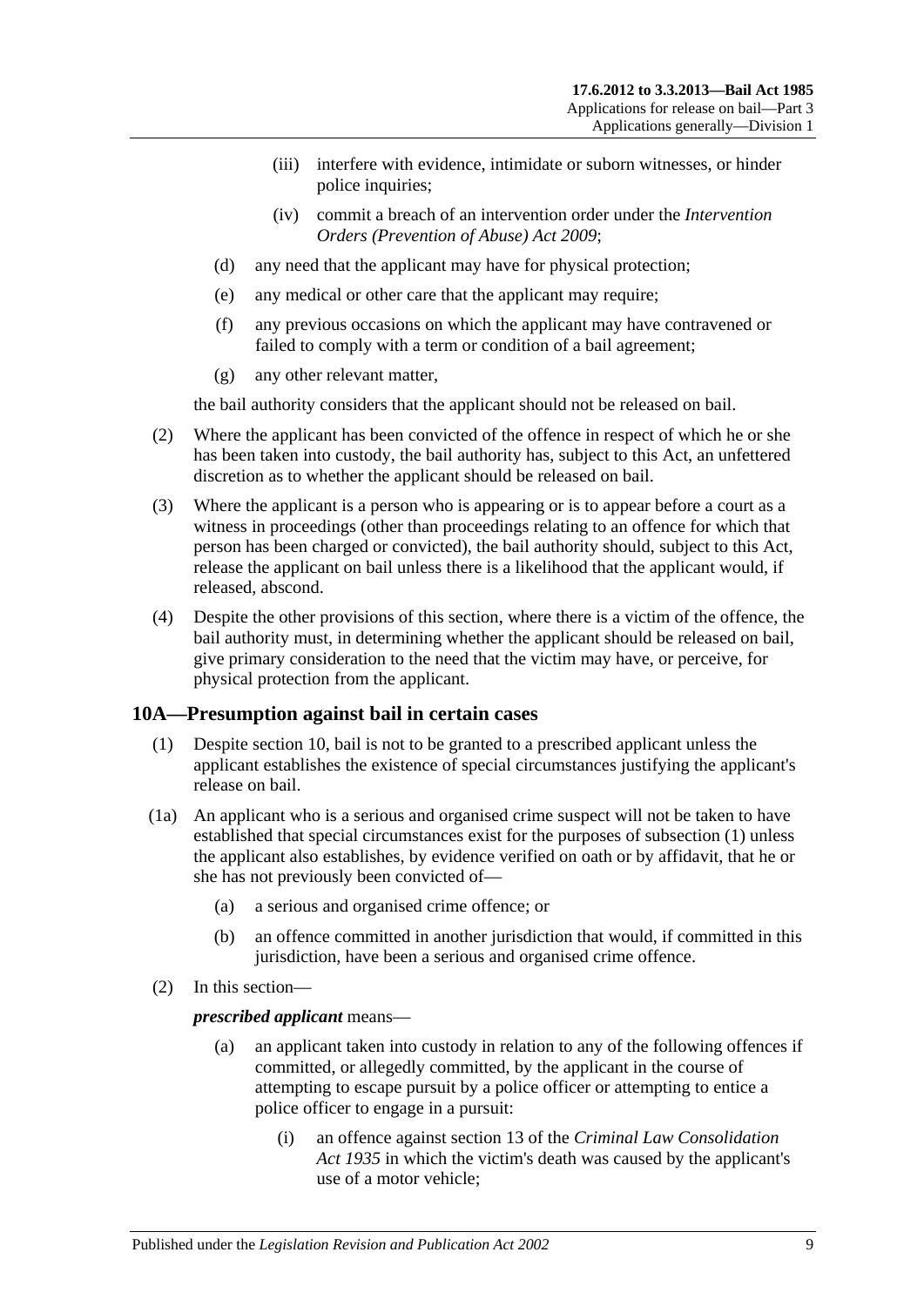(iii) interfere with evidence, intimidate or suborn witnesses, or hinder police inquiries;

(iv) commit a breach of an intervention order under the *Intervention Orders (Prevention of Abuse) Act 2009*;

(d) any need that the applicant may have for physical protection;

(e) any medical or other care that the applicant may require;

(f) any previous occasions on which the applicant may have contravened or failed to comply with a term or condition of a bail agreement;

(g) any other relevant matter,

the bail authority considers that the applicant should not be released on bail.

(2) Where the applicant has been convicted of the offence in respect of which he or she has been taken into custody, the bail authority has, subject to this Act, an unfettered discretion as to whether the applicant should be released on bail.

(3) Where the applicant is a person who is appearing or is to appear before a court as a witness in proceedings (other than proceedings relating to an offence for which that person has been charged or convicted), the bail authority should, subject to this Act, release the applicant on bail unless there is a likelihood that the applicant would, if released, abscond.

(4) Despite the other provisions of this section, where there is a victim of the offence, the bail authority must, in determining whether the applicant should be released on bail, give primary consideration to the need that the victim may have, or perceive, for physical protection from the applicant.

## 10A—Presumption against bail in certain cases

(1) Despite section 10, bail is not to be granted to a prescribed applicant unless the applicant establishes the existence of special circumstances justifying the applicant's release on bail.

(1a) An applicant who is a serious and organised crime suspect will not be taken to have established that special circumstances exist for the purposes of subsection (1) unless the applicant also establishes, by evidence verified on oath or by affidavit, that he or she has not previously been convicted of—

(a) a serious and organised crime offence; or

(b) an offence committed in another jurisdiction that would, if committed in this jurisdiction, have been a serious and organised crime offence.

(2) In this section—

***prescribed applicant*** means—

(a) an applicant taken into custody in relation to any of the following offences if committed, or allegedly committed, by the applicant in the course of attempting to escape pursuit by a police officer or attempting to entice a police officer to engage in a pursuit:

(i) an offence against section 13 of the *Criminal Law Consolidation Act 1935* in which the victim's death was caused by the applicant's use of a motor vehicle;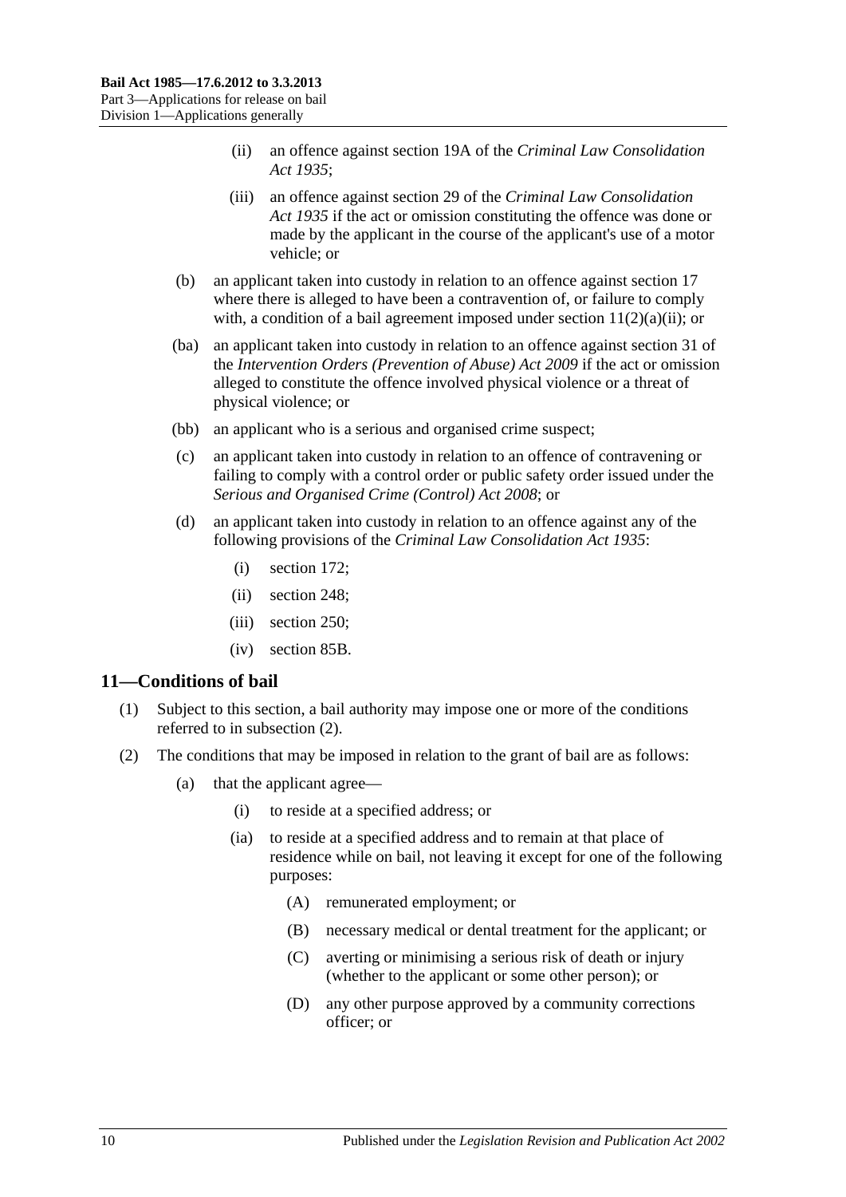(ii) an offence against section 19A of the *Criminal Law Consolidation Act 1935*;

(iii) an offence against section 29 of the *Criminal Law Consolidation Act 1935* if the act or omission constituting the offence was done or made by the applicant in the course of the applicant's use of a motor vehicle; or

(b) an applicant taken into custody in relation to an offence against section 17 where there is alleged to have been a contravention of, or failure to comply with, a condition of a bail agreement imposed under section 11(2)(a)(ii); or

(ba) an applicant taken into custody in relation to an offence against section 31 of the *Intervention Orders (Prevention of Abuse) Act 2009* if the act or omission alleged to constitute the offence involved physical violence or a threat of physical violence; or

(bb) an applicant who is a serious and organised crime suspect;

(c) an applicant taken into custody in relation to an offence of contravening or failing to comply with a control order or public safety order issued under the *Serious and Organised Crime (Control) Act 2008*; or

(d) an applicant taken into custody in relation to an offence against any of the following provisions of the *Criminal Law Consolidation Act 1935*:

(i) section 172;

(ii) section 248;

(iii) section 250;

(iv) section 85B.

## 11—Conditions of bail

(1) Subject to this section, a bail authority may impose one or more of the conditions referred to in subsection (2).

(2) The conditions that may be imposed in relation to the grant of bail are as follows:

(a) that the applicant agree—

(i) to reside at a specified address; or

(ia) to reside at a specified address and to remain at that place of residence while on bail, not leaving it except for one of the following purposes:

(A) remunerated employment; or

(B) necessary medical or dental treatment for the applicant; or

(C) averting or minimising a serious risk of death or injury (whether to the applicant or some other person); or

(D) any other purpose approved by a community corrections officer; or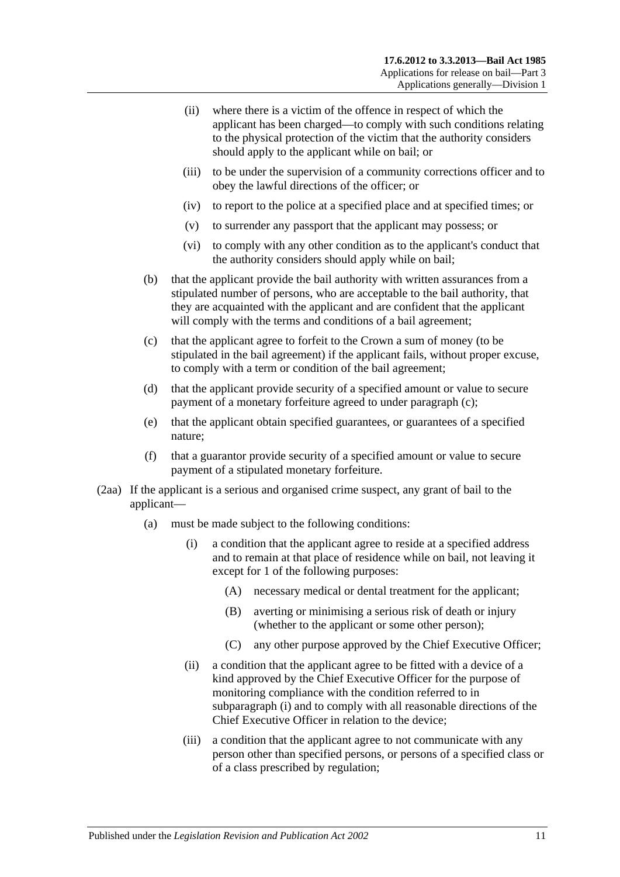(ii) where there is a victim of the offence in respect of which the applicant has been charged—to comply with such conditions relating to the physical protection of the victim that the authority considers should apply to the applicant while on bail; or

(iii) to be under the supervision of a community corrections officer and to obey the lawful directions of the officer; or

(iv) to report to the police at a specified place and at specified times; or

(v) to surrender any passport that the applicant may possess; or

(vi) to comply with any other condition as to the applicant's conduct that the authority considers should apply while on bail;

(b) that the applicant provide the bail authority with written assurances from a stipulated number of persons, who are acceptable to the bail authority, that they are acquainted with the applicant and are confident that the applicant will comply with the terms and conditions of a bail agreement;

(c) that the applicant agree to forfeit to the Crown a sum of money (to be stipulated in the bail agreement) if the applicant fails, without proper excuse, to comply with a term or condition of the bail agreement;

(d) that the applicant provide security of a specified amount or value to secure payment of a monetary forfeiture agreed to under paragraph (c);

(e) that the applicant obtain specified guarantees, or guarantees of a specified nature;

(f) that a guarantor provide security of a specified amount or value to secure payment of a stipulated monetary forfeiture.

(2aa) If the applicant is a serious and organised crime suspect, any grant of bail to the applicant—

(a) must be made subject to the following conditions:

(i) a condition that the applicant agree to reside at a specified address and to remain at that place of residence while on bail, not leaving it except for 1 of the following purposes:

(A) necessary medical or dental treatment for the applicant;

(B) averting or minimising a serious risk of death or injury (whether to the applicant or some other person);

(C) any other purpose approved by the Chief Executive Officer;

(ii) a condition that the applicant agree to be fitted with a device of a kind approved by the Chief Executive Officer for the purpose of monitoring compliance with the condition referred to in subparagraph (i) and to comply with all reasonable directions of the Chief Executive Officer in relation to the device;

(iii) a condition that the applicant agree to not communicate with any person other than specified persons, or persons of a specified class or of a class prescribed by regulation;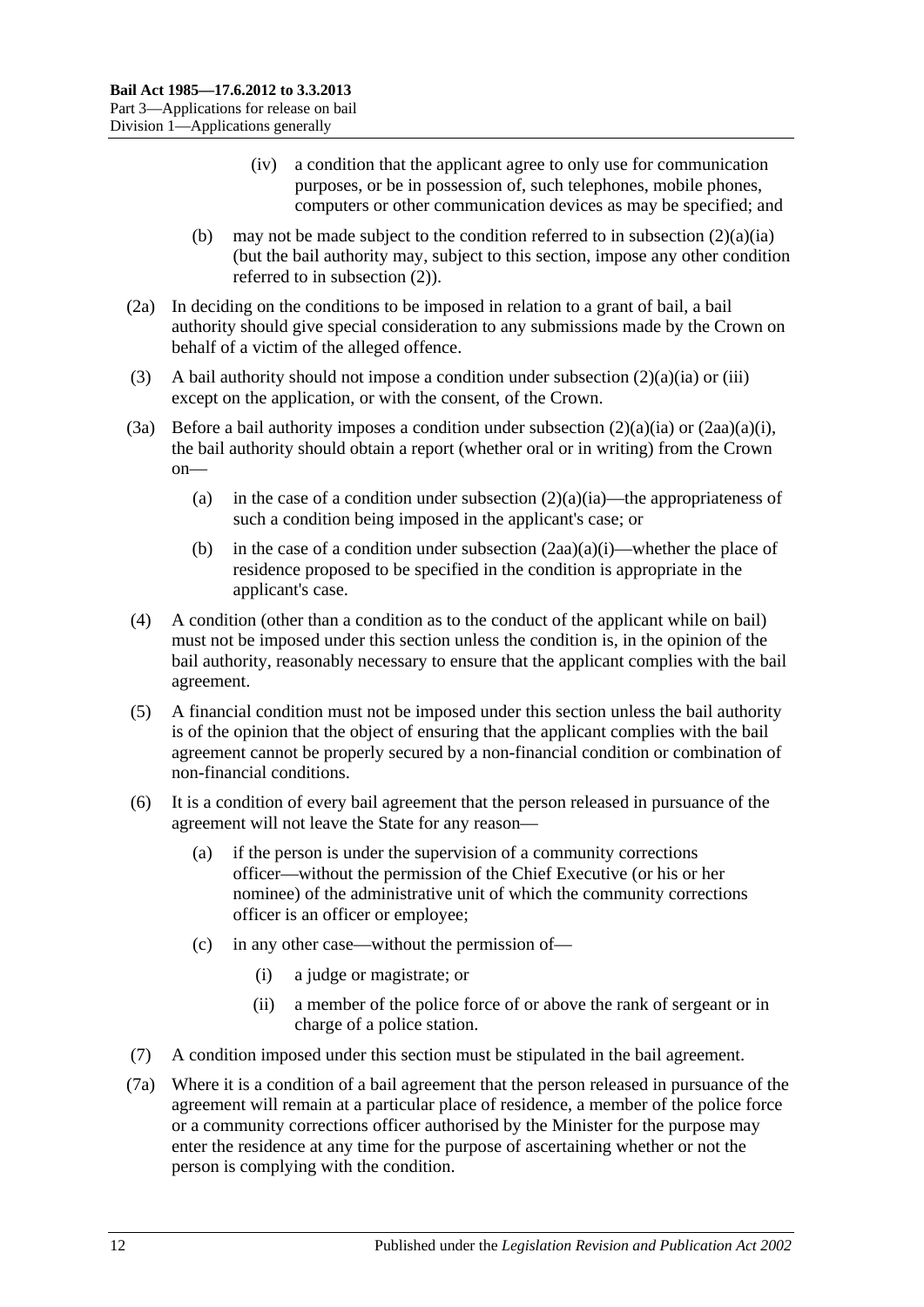(iv) a condition that the applicant agree to only use for communication purposes, or be in possession of, such telephones, mobile phones, computers or other communication devices as may be specified; and

(b) may not be made subject to the condition referred to in subsection (2)(a)(ia) (but the bail authority may, subject to this section, impose any other condition referred to in subsection (2)).

(2a) In deciding on the conditions to be imposed in relation to a grant of bail, a bail authority should give special consideration to any submissions made by the Crown on behalf of a victim of the alleged offence.

(3) A bail authority should not impose a condition under subsection (2)(a)(ia) or (iii) except on the application, or with the consent, of the Crown.

(3a) Before a bail authority imposes a condition under subsection (2)(a)(ia) or (2aa)(a)(i), the bail authority should obtain a report (whether oral or in writing) from the Crown on—

(a) in the case of a condition under subsection (2)(a)(ia)—the appropriateness of such a condition being imposed in the applicant's case; or

(b) in the case of a condition under subsection (2aa)(a)(i)—whether the place of residence proposed to be specified in the condition is appropriate in the applicant's case.

(4) A condition (other than a condition as to the conduct of the applicant while on bail) must not be imposed under this section unless the condition is, in the opinion of the bail authority, reasonably necessary to ensure that the applicant complies with the bail agreement.

(5) A financial condition must not be imposed under this section unless the bail authority is of the opinion that the object of ensuring that the applicant complies with the bail agreement cannot be properly secured by a non-financial condition or combination of non-financial conditions.

(6) It is a condition of every bail agreement that the person released in pursuance of the agreement will not leave the State for any reason—

(a) if the person is under the supervision of a community corrections officer—without the permission of the Chief Executive (or his or her nominee) of the administrative unit of which the community corrections officer is an officer or employee;

(c) in any other case—without the permission of—

(i) a judge or magistrate; or

(ii) a member of the police force of or above the rank of sergeant or in charge of a police station.

(7) A condition imposed under this section must be stipulated in the bail agreement.

(7a) Where it is a condition of a bail agreement that the person released in pursuance of the agreement will remain at a particular place of residence, a member of the police force or a community corrections officer authorised by the Minister for the purpose may enter the residence at any time for the purpose of ascertaining whether or not the person is complying with the condition.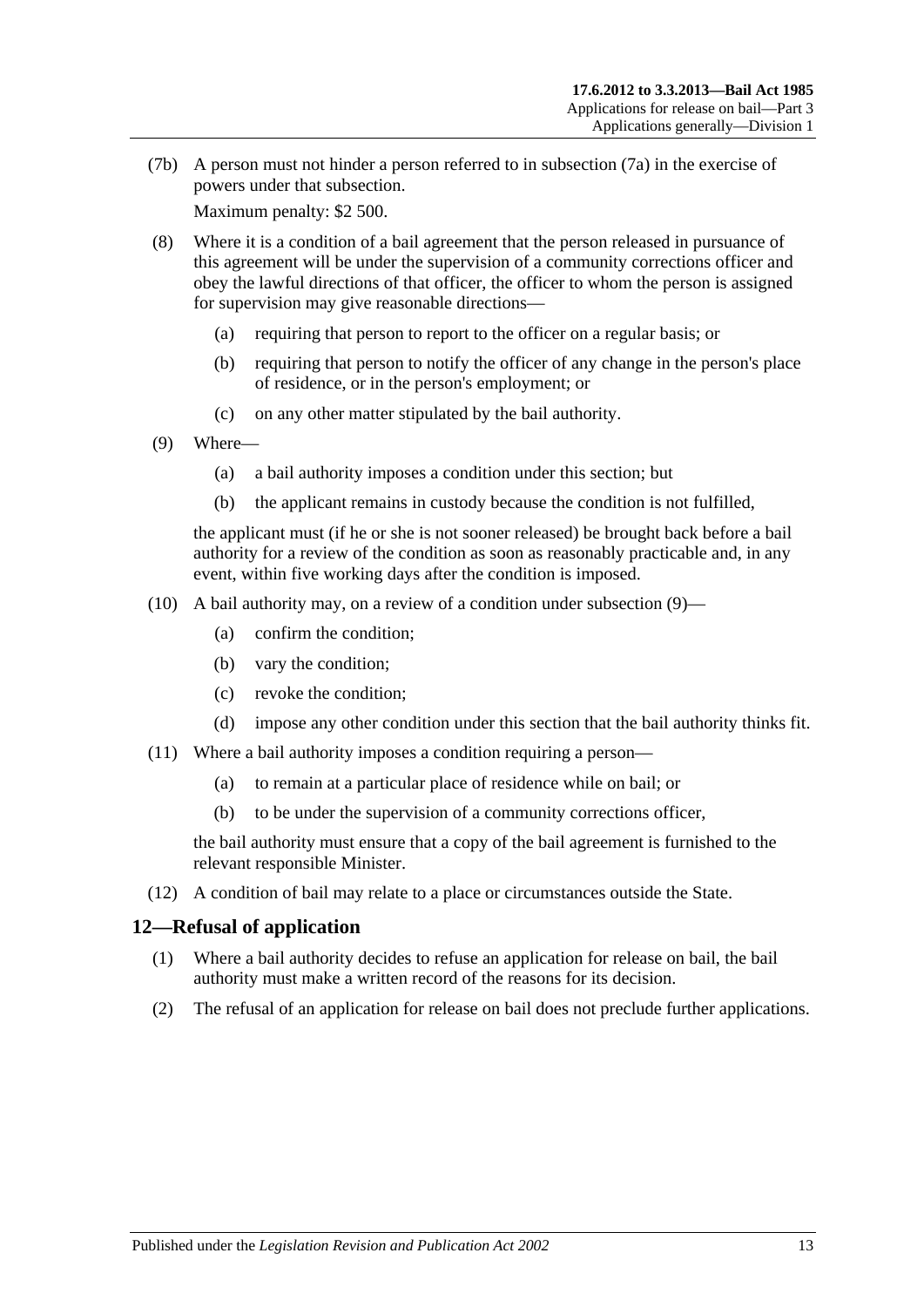(7b) A person must not hinder a person referred to in subsection (7a) in the exercise of powers under that subsection.

Maximum penalty: $2 500.

(8) Where it is a condition of a bail agreement that the person released in pursuance of this agreement will be under the supervision of a community corrections officer and obey the lawful directions of that officer, the officer to whom the person is assigned for supervision may give reasonable directions—

  (a) requiring that person to report to the officer on a regular basis; or

  (b) requiring that person to notify the officer of any change in the person's place of residence, or in the person's employment; or

  (c) on any other matter stipulated by the bail authority.

(9) Where—

  (a) a bail authority imposes a condition under this section; but

  (b) the applicant remains in custody because the condition is not fulfilled,

the applicant must (if he or she is not sooner released) be brought back before a bail authority for a review of the condition as soon as reasonably practicable and, in any event, within five working days after the condition is imposed.

(10) A bail authority may, on a review of a condition under subsection (9)—

  (a) confirm the condition;

  (b) vary the condition;

  (c) revoke the condition;

  (d) impose any other condition under this section that the bail authority thinks fit.

(11) Where a bail authority imposes a condition requiring a person—

  (a) to remain at a particular place of residence while on bail; or

  (b) to be under the supervision of a community corrections officer,

the bail authority must ensure that a copy of the bail agreement is furnished to the relevant responsible Minister.

(12) A condition of bail may relate to a place or circumstances outside the State.

## 12—Refusal of application

(1) Where a bail authority decides to refuse an application for release on bail, the bail authority must make a written record of the reasons for its decision.

(2) The refusal of an application for release on bail does not preclude further applications.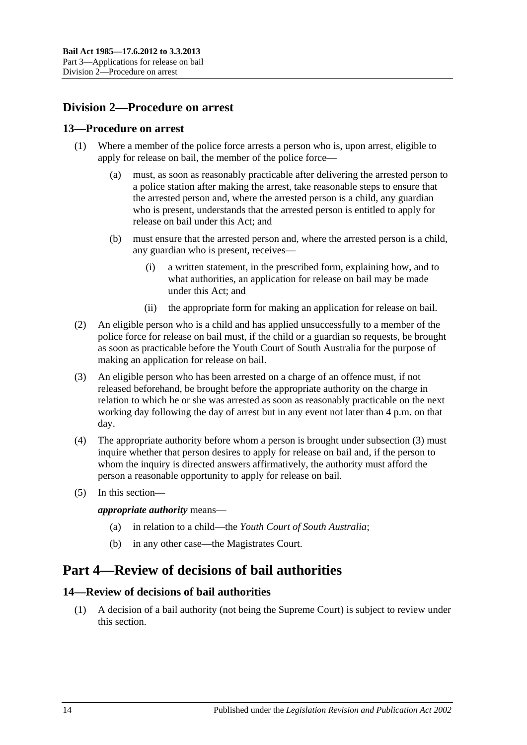## Division 2—Procedure on arrest

### 13—Procedure on arrest

(1) Where a member of the police force arrests a person who is, upon arrest, eligible to apply for release on bail, the member of the police force—

(a) must, as soon as reasonably practicable after delivering the arrested person to a police station after making the arrest, take reasonable steps to ensure that the arrested person and, where the arrested person is a child, any guardian who is present, understands that the arrested person is entitled to apply for release on bail under this Act; and

(b) must ensure that the arrested person and, where the arrested person is a child, any guardian who is present, receives—

(i) a written statement, in the prescribed form, explaining how, and to what authorities, an application for release on bail may be made under this Act; and

(ii) the appropriate form for making an application for release on bail.

(2) An eligible person who is a child and has applied unsuccessfully to a member of the police force for release on bail must, if the child or a guardian so requests, be brought as soon as practicable before the Youth Court of South Australia for the purpose of making an application for release on bail.

(3) An eligible person who has been arrested on a charge of an offence must, if not released beforehand, be brought before the appropriate authority on the charge in relation to which he or she was arrested as soon as reasonably practicable on the next working day following the day of arrest but in any event not later than 4 p.m. on that day.

(4) The appropriate authority before whom a person is brought under subsection (3) must inquire whether that person desires to apply for release on bail and, if the person to whom the inquiry is directed answers affirmatively, the authority must afford the person a reasonable opportunity to apply for release on bail.

(5) In this section—

***appropriate authority*** means—

(a) in relation to a child—the *Youth Court of South Australia*;

(b) in any other case—the Magistrates Court.

# Part 4—Review of decisions of bail authorities

### 14—Review of decisions of bail authorities

(1) A decision of a bail authority (not being the Supreme Court) is subject to review under this section.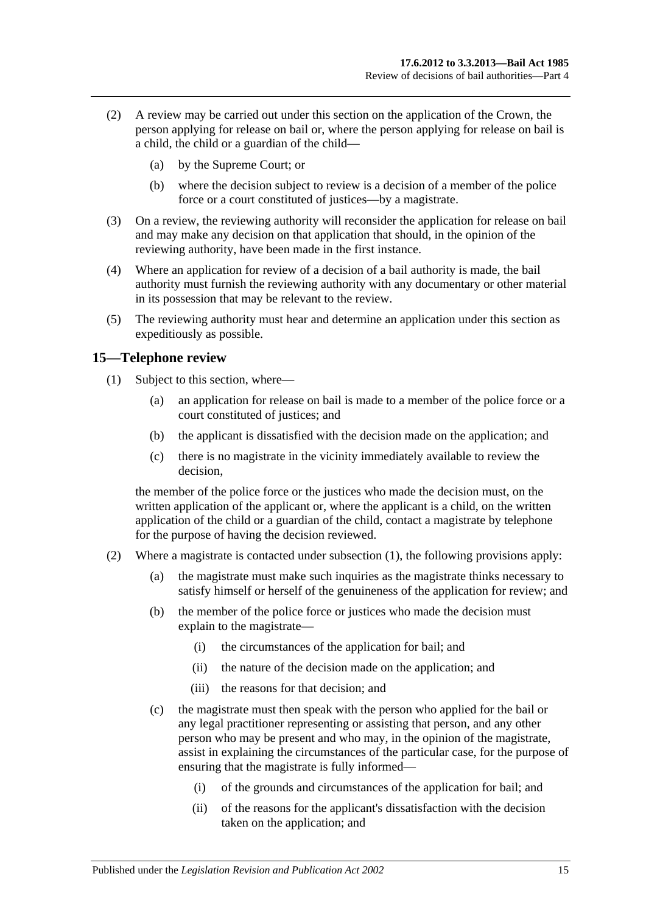(2) A review may be carried out under this section on the application of the Crown, the person applying for release on bail or, where the person applying for release on bail is a child, the child or a guardian of the child—

  (a) by the Supreme Court; or

  (b) where the decision subject to review is a decision of a member of the police force or a court constituted of justices—by a magistrate.

(3) On a review, the reviewing authority will reconsider the application for release on bail and may make any decision on that application that should, in the opinion of the reviewing authority, have been made in the first instance.

(4) Where an application for review of a decision of a bail authority is made, the bail authority must furnish the reviewing authority with any documentary or other material in its possession that may be relevant to the review.

(5) The reviewing authority must hear and determine an application under this section as expeditiously as possible.

## 15—Telephone review

(1) Subject to this section, where—

  (a) an application for release on bail is made to a member of the police force or a court constituted of justices; and

  (b) the applicant is dissatisfied with the decision made on the application; and

  (c) there is no magistrate in the vicinity immediately available to review the decision,

the member of the police force or the justices who made the decision must, on the written application of the applicant or, where the applicant is a child, on the written application of the child or a guardian of the child, contact a magistrate by telephone for the purpose of having the decision reviewed.

(2) Where a magistrate is contacted under subsection (1), the following provisions apply:

  (a) the magistrate must make such inquiries as the magistrate thinks necessary to satisfy himself or herself of the genuineness of the application for review; and

  (b) the member of the police force or justices who made the decision must explain to the magistrate—

    (i) the circumstances of the application for bail; and

    (ii) the nature of the decision made on the application; and

    (iii) the reasons for that decision; and

  (c) the magistrate must then speak with the person who applied for the bail or any legal practitioner representing or assisting that person, and any other person who may be present and who may, in the opinion of the magistrate, assist in explaining the circumstances of the particular case, for the purpose of ensuring that the magistrate is fully informed—

    (i) of the grounds and circumstances of the application for bail; and

    (ii) of the reasons for the applicant's dissatisfaction with the decision taken on the application; and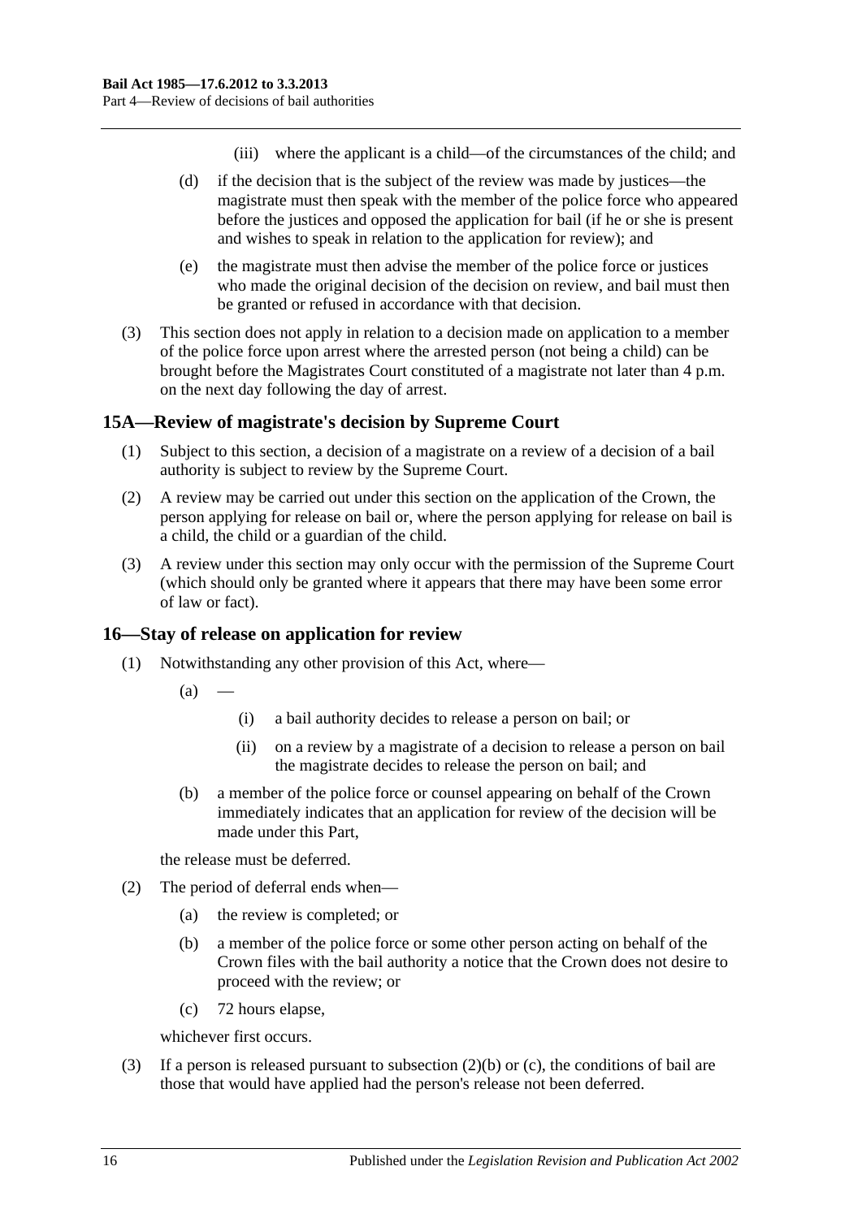(iii) where the applicant is a child—of the circumstances of the child; and

(d) if the decision that is the subject of the review was made by justices—the magistrate must then speak with the member of the police force who appeared before the justices and opposed the application for bail (if he or she is present and wishes to speak in relation to the application for review); and

(e) the magistrate must then advise the member of the police force or justices who made the original decision of the decision on review, and bail must then be granted or refused in accordance with that decision.

(3) This section does not apply in relation to a decision made on application to a member of the police force upon arrest where the arrested person (not being a child) can be brought before the Magistrates Court constituted of a magistrate not later than 4 p.m. on the next day following the day of arrest.

## 15A—Review of magistrate's decision by Supreme Court

(1) Subject to this section, a decision of a magistrate on a review of a decision of a bail authority is subject to review by the Supreme Court.

(2) A review may be carried out under this section on the application of the Crown, the person applying for release on bail or, where the person applying for release on bail is a child, the child or a guardian of the child.

(3) A review under this section may only occur with the permission of the Supreme Court (which should only be granted where it appears that there may have been some error of law or fact).

## 16—Stay of release on application for review

(1) Notwithstanding any other provision of this Act, where—

(a) —

(i) a bail authority decides to release a person on bail; or

(ii) on a review by a magistrate of a decision to release a person on bail the magistrate decides to release the person on bail; and

(b) a member of the police force or counsel appearing on behalf of the Crown immediately indicates that an application for review of the decision will be made under this Part,

the release must be deferred.

(2) The period of deferral ends when—

(a) the review is completed; or

(b) a member of the police force or some other person acting on behalf of the Crown files with the bail authority a notice that the Crown does not desire to proceed with the review; or

(c) 72 hours elapse,

whichever first occurs.

(3) If a person is released pursuant to subsection (2)(b) or (c), the conditions of bail are those that would have applied had the person's release not been deferred.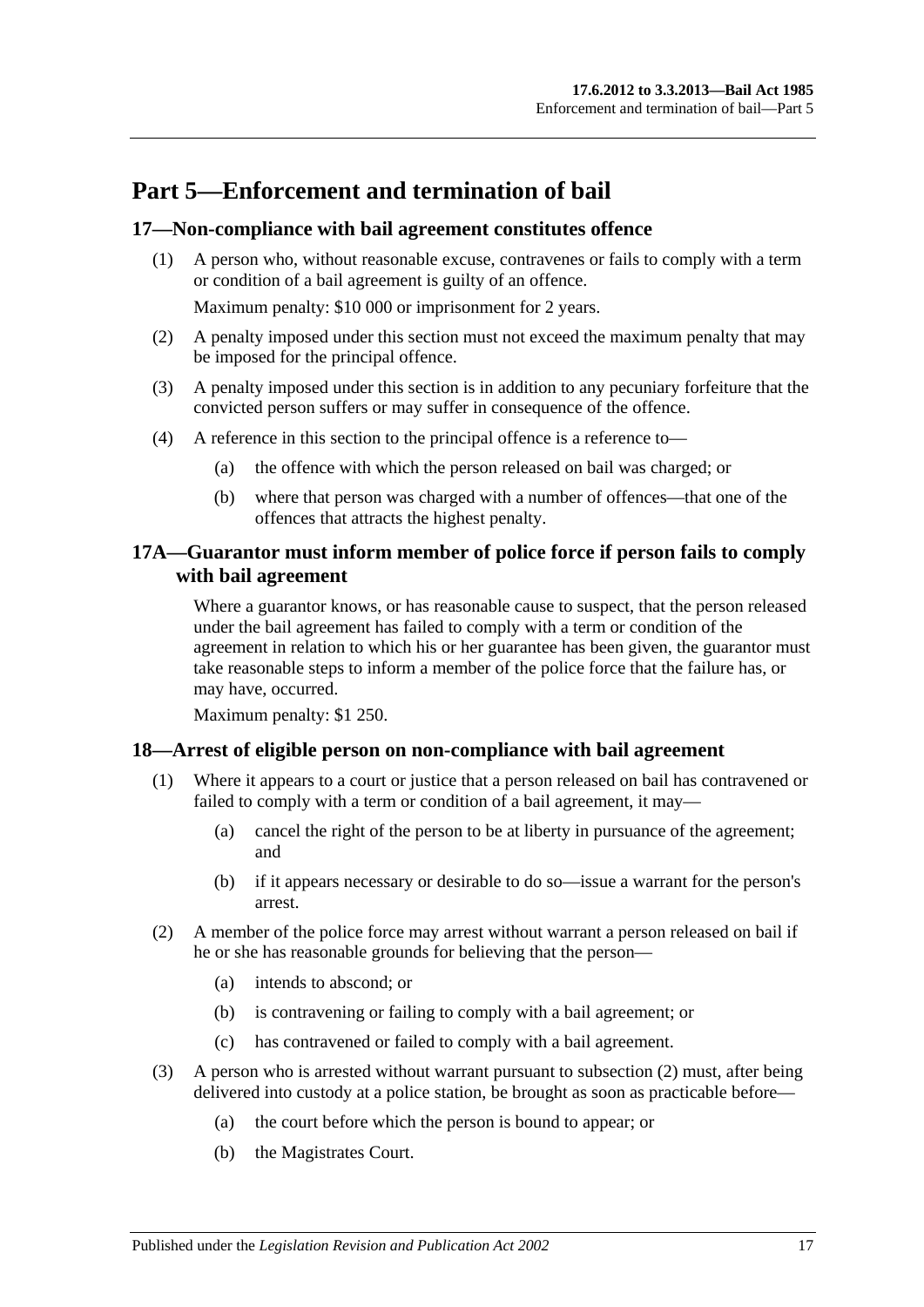# Part 5—Enforcement and termination of bail

## 17—Non-compliance with bail agreement constitutes offence

(1) A person who, without reasonable excuse, contravenes or fails to comply with a term or condition of a bail agreement is guilty of an offence.

Maximum penalty: $10 000 or imprisonment for 2 years.

(2) A penalty imposed under this section must not exceed the maximum penalty that may be imposed for the principal offence.

(3) A penalty imposed under this section is in addition to any pecuniary forfeiture that the convicted person suffers or may suffer in consequence of the offence.

(4) A reference in this section to the principal offence is a reference to—

(a) the offence with which the person released on bail was charged; or

(b) where that person was charged with a number of offences—that one of the offences that attracts the highest penalty.

## 17A—Guarantor must inform member of police force if person fails to comply with bail agreement

Where a guarantor knows, or has reasonable cause to suspect, that the person released under the bail agreement has failed to comply with a term or condition of the agreement in relation to which his or her guarantee has been given, the guarantor must take reasonable steps to inform a member of the police force that the failure has, or may have, occurred.

Maximum penalty: $1 250.

## 18—Arrest of eligible person on non-compliance with bail agreement

(1) Where it appears to a court or justice that a person released on bail has contravened or failed to comply with a term or condition of a bail agreement, it may—

(a) cancel the right of the person to be at liberty in pursuance of the agreement; and

(b) if it appears necessary or desirable to do so—issue a warrant for the person's arrest.

(2) A member of the police force may arrest without warrant a person released on bail if he or she has reasonable grounds for believing that the person—

(a) intends to abscond; or

(b) is contravening or failing to comply with a bail agreement; or

(c) has contravened or failed to comply with a bail agreement.

(3) A person who is arrested without warrant pursuant to subsection (2) must, after being delivered into custody at a police station, be brought as soon as practicable before—

(a) the court before which the person is bound to appear; or

(b) the Magistrates Court.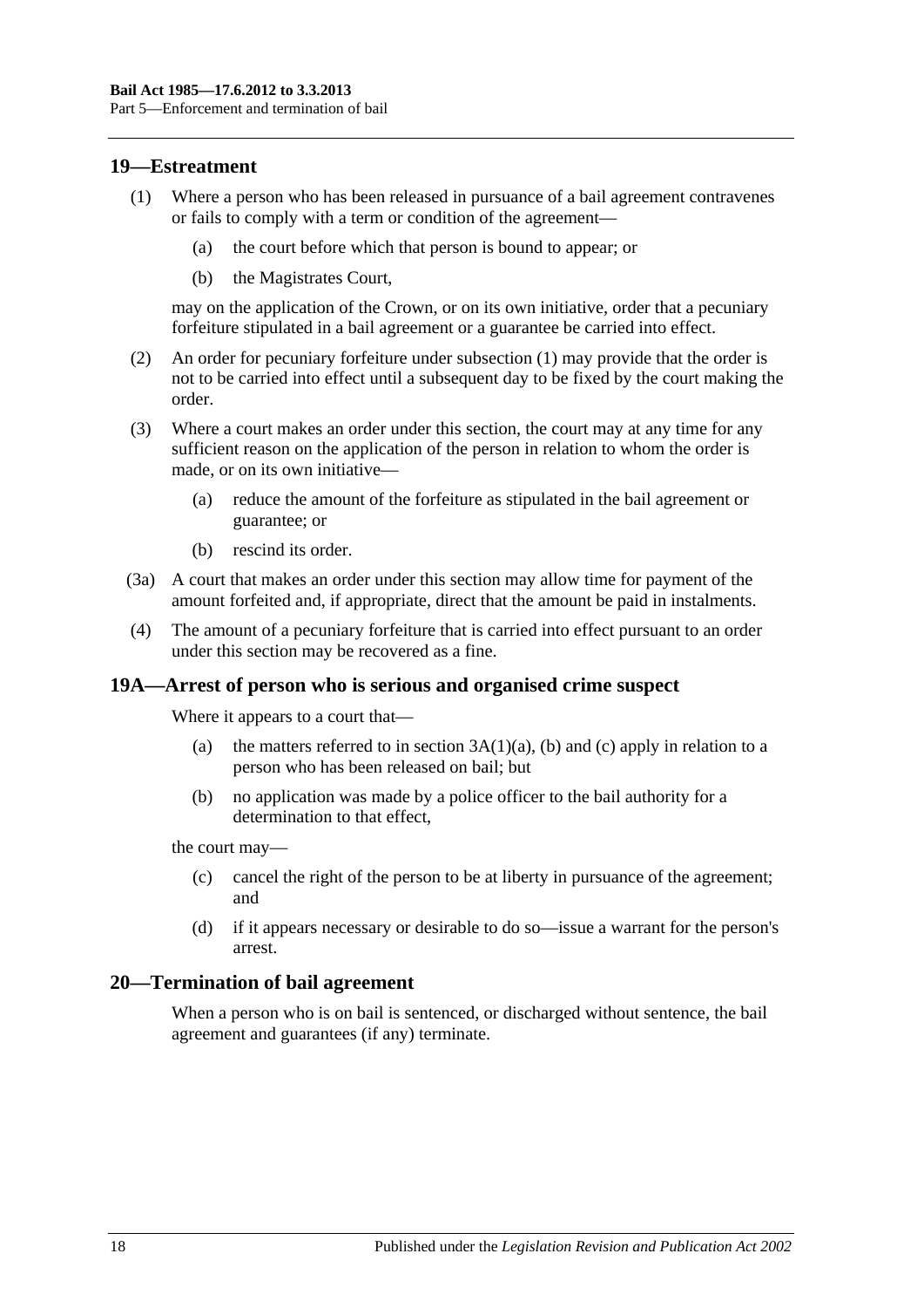## 19—Estreatment

(1) Where a person who has been released in pursuance of a bail agreement contravenes or fails to comply with a term or condition of the agreement—

(a) the court before which that person is bound to appear; or

(b) the Magistrates Court,

may on the application of the Crown, or on its own initiative, order that a pecuniary forfeiture stipulated in a bail agreement or a guarantee be carried into effect.

(2) An order for pecuniary forfeiture under subsection (1) may provide that the order is not to be carried into effect until a subsequent day to be fixed by the court making the order.

(3) Where a court makes an order under this section, the court may at any time for any sufficient reason on the application of the person in relation to whom the order is made, or on its own initiative—

(a) reduce the amount of the forfeiture as stipulated in the bail agreement or guarantee; or

(b) rescind its order.

(3a) A court that makes an order under this section may allow time for payment of the amount forfeited and, if appropriate, direct that the amount be paid in instalments.

(4) The amount of a pecuniary forfeiture that is carried into effect pursuant to an order under this section may be recovered as a fine.

## 19A—Arrest of person who is serious and organised crime suspect

Where it appears to a court that—

(a) the matters referred to in section 3A(1)(a), (b) and (c) apply in relation to a person who has been released on bail; but

(b) no application was made by a police officer to the bail authority for a determination to that effect,

the court may—

(c) cancel the right of the person to be at liberty in pursuance of the agreement; and

(d) if it appears necessary or desirable to do so—issue a warrant for the person's arrest.

## 20—Termination of bail agreement

When a person who is on bail is sentenced, or discharged without sentence, the bail agreement and guarantees (if any) terminate.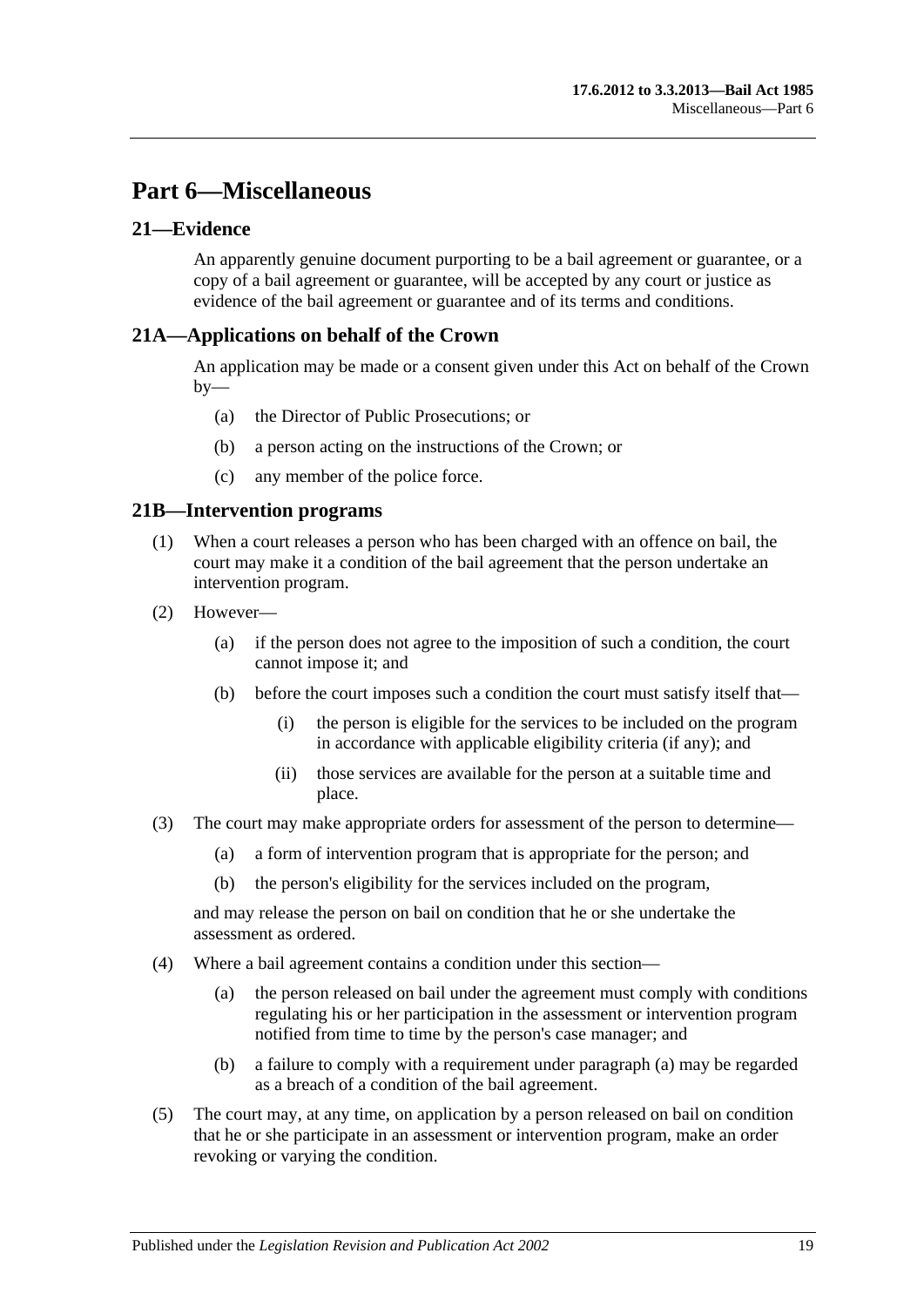# Part 6—Miscellaneous

## 21—Evidence

An apparently genuine document purporting to be a bail agreement or guarantee, or a copy of a bail agreement or guarantee, will be accepted by any court or justice as evidence of the bail agreement or guarantee and of its terms and conditions.

## 21A—Applications on behalf of the Crown

An application may be made or a consent given under this Act on behalf of the Crown by—

- (a) the Director of Public Prosecutions; or
- (b) a person acting on the instructions of the Crown; or
- (c) any member of the police force.

## 21B—Intervention programs

(1) When a court releases a person who has been charged with an offence on bail, the court may make it a condition of the bail agreement that the person undertake an intervention program.

(2) However—

- (a) if the person does not agree to the imposition of such a condition, the court cannot impose it; and
- (b) before the court imposes such a condition the court must satisfy itself that—
  - (i) the person is eligible for the services to be included on the program in accordance with applicable eligibility criteria (if any); and
  - (ii) those services are available for the person at a suitable time and place.

(3) The court may make appropriate orders for assessment of the person to determine—

- (a) a form of intervention program that is appropriate for the person; and
- (b) the person's eligibility for the services included on the program,

and may release the person on bail on condition that he or she undertake the assessment as ordered.

(4) Where a bail agreement contains a condition under this section—

- (a) the person released on bail under the agreement must comply with conditions regulating his or her participation in the assessment or intervention program notified from time to time by the person's case manager; and
- (b) a failure to comply with a requirement under paragraph (a) may be regarded as a breach of a condition of the bail agreement.

(5) The court may, at any time, on application by a person released on bail on condition that he or she participate in an assessment or intervention program, make an order revoking or varying the condition.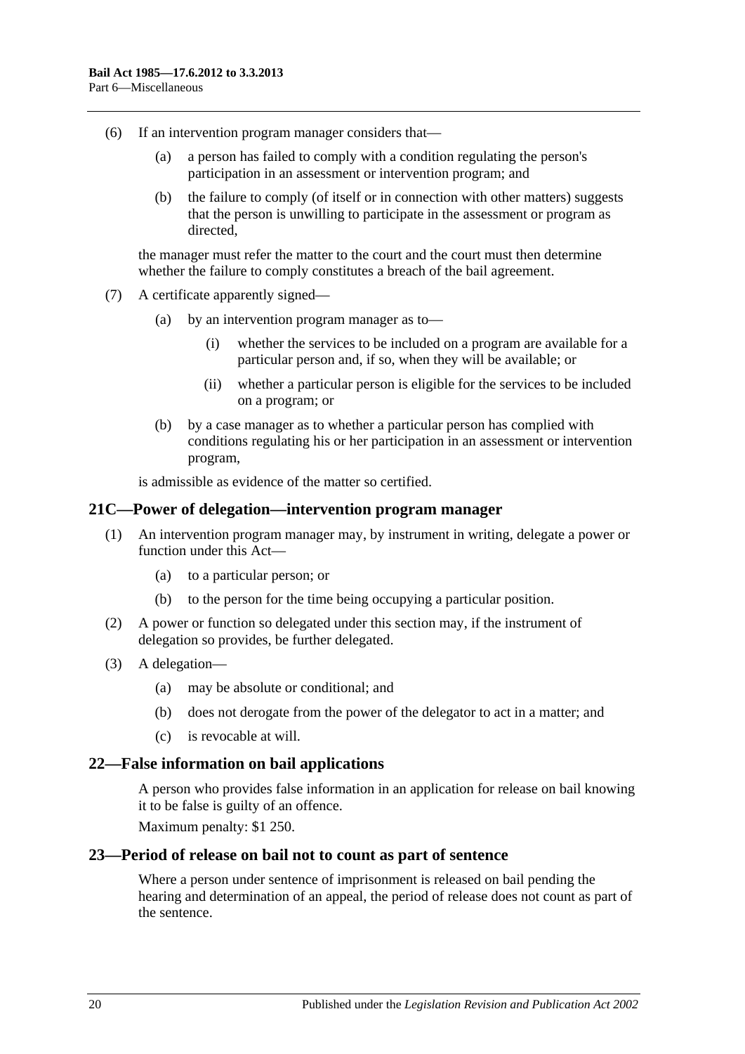(6) If an intervention program manager considers that—

  (a) a person has failed to comply with a condition regulating the person's participation in an assessment or intervention program; and

  (b) the failure to comply (of itself or in connection with other matters) suggests that the person is unwilling to participate in the assessment or program as directed,

the manager must refer the matter to the court and the court must then determine whether the failure to comply constitutes a breach of the bail agreement.

(7) A certificate apparently signed—

  (a) by an intervention program manager as to—

    (i) whether the services to be included on a program are available for a particular person and, if so, when they will be available; or

    (ii) whether a particular person is eligible for the services to be included on a program; or

  (b) by a case manager as to whether a particular person has complied with conditions regulating his or her participation in an assessment or intervention program,

is admissible as evidence of the matter so certified.

## 21C—Power of delegation—intervention program manager

(1) An intervention program manager may, by instrument in writing, delegate a power or function under this Act—

  (a) to a particular person; or

  (b) to the person for the time being occupying a particular position.

(2) A power or function so delegated under this section may, if the instrument of delegation so provides, be further delegated.

(3) A delegation—

  (a) may be absolute or conditional; and

  (b) does not derogate from the power of the delegator to act in a matter; and

  (c) is revocable at will.

## 22—False information on bail applications

A person who provides false information in an application for release on bail knowing it to be false is guilty of an offence.

Maximum penalty: $1 250.

## 23—Period of release on bail not to count as part of sentence

Where a person under sentence of imprisonment is released on bail pending the hearing and determination of an appeal, the period of release does not count as part of the sentence.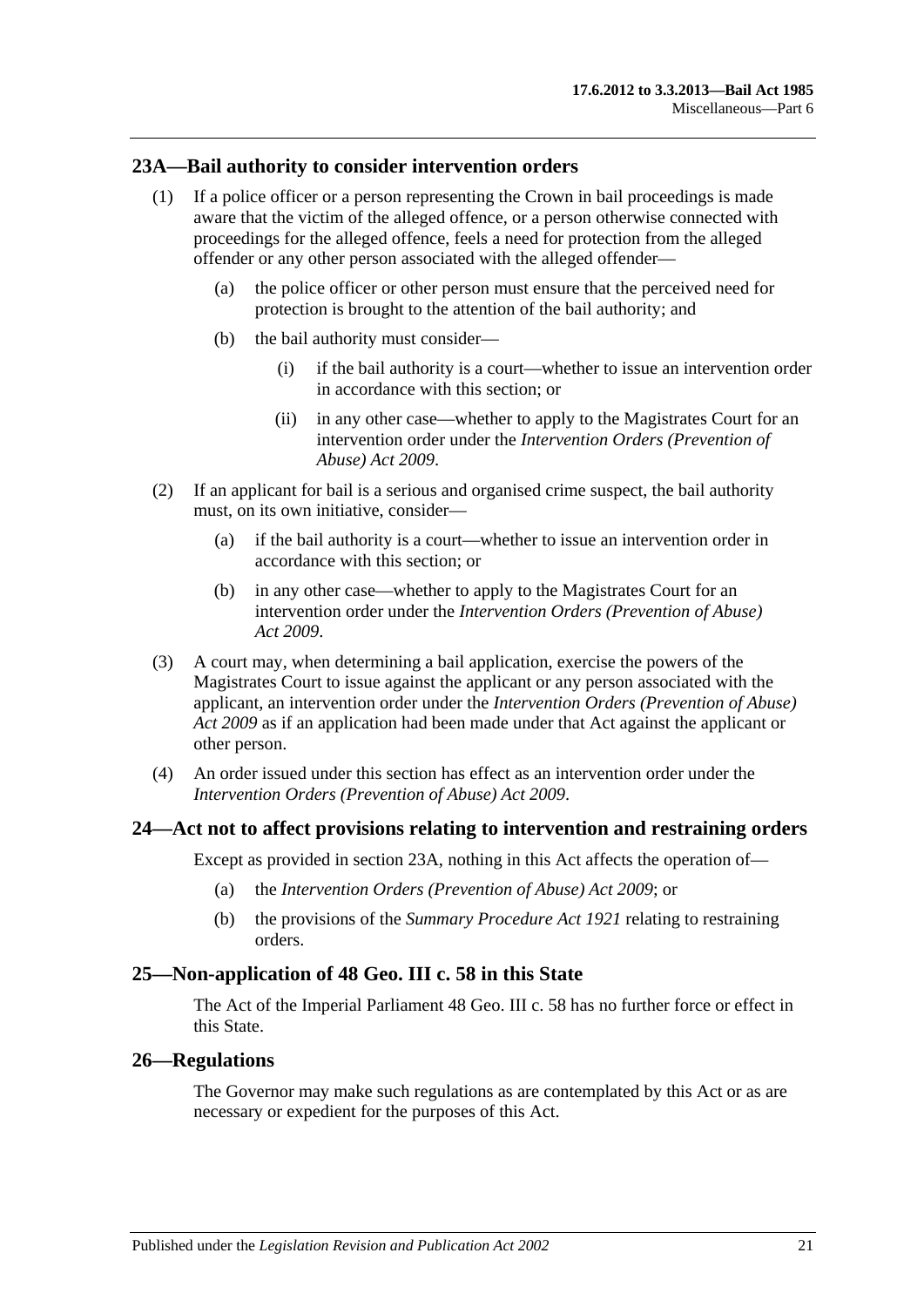## 23A—Bail authority to consider intervention orders

(1) If a police officer or a person representing the Crown in bail proceedings is made aware that the victim of the alleged offence, or a person otherwise connected with proceedings for the alleged offence, feels a need for protection from the alleged offender or any other person associated with the alleged offender—

(a) the police officer or other person must ensure that the perceived need for protection is brought to the attention of the bail authority; and

(b) the bail authority must consider—

(i) if the bail authority is a court—whether to issue an intervention order in accordance with this section; or

(ii) in any other case—whether to apply to the Magistrates Court for an intervention order under the *Intervention Orders (Prevention of Abuse) Act 2009*.

(2) If an applicant for bail is a serious and organised crime suspect, the bail authority must, on its own initiative, consider—

(a) if the bail authority is a court—whether to issue an intervention order in accordance with this section; or

(b) in any other case—whether to apply to the Magistrates Court for an intervention order under the *Intervention Orders (Prevention of Abuse) Act 2009*.

(3) A court may, when determining a bail application, exercise the powers of the Magistrates Court to issue against the applicant or any person associated with the applicant, an intervention order under the *Intervention Orders (Prevention of Abuse) Act 2009* as if an application had been made under that Act against the applicant or other person.

(4) An order issued under this section has effect as an intervention order under the *Intervention Orders (Prevention of Abuse) Act 2009*.

## 24—Act not to affect provisions relating to intervention and restraining orders

Except as provided in section 23A, nothing in this Act affects the operation of—

(a) the *Intervention Orders (Prevention of Abuse) Act 2009*; or

(b) the provisions of the *Summary Procedure Act 1921* relating to restraining orders.

## 25—Non-application of 48 Geo. III c. 58 in this State

The Act of the Imperial Parliament 48 Geo. III c. 58 has no further force or effect in this State.

## 26—Regulations

The Governor may make such regulations as are contemplated by this Act or as are necessary or expedient for the purposes of this Act.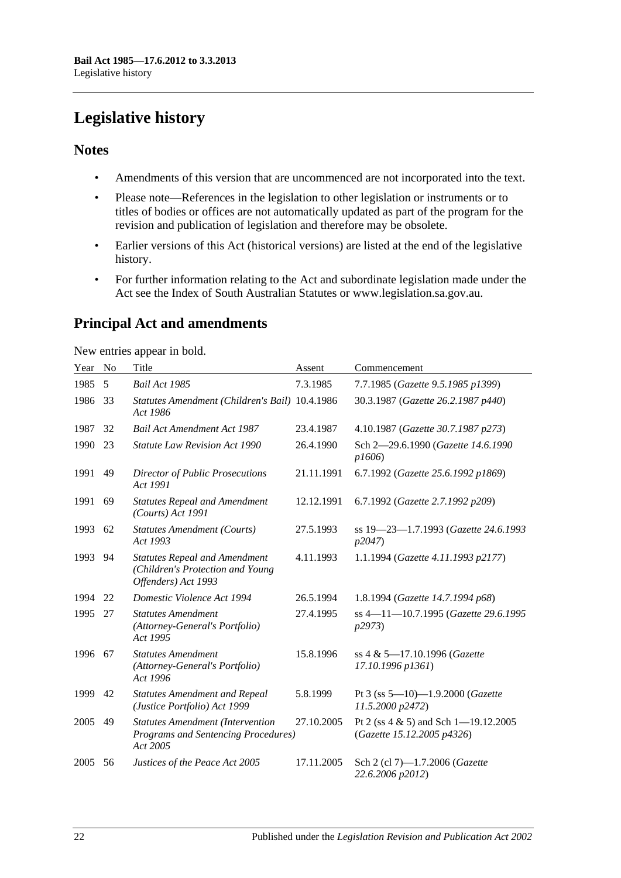# Legislative history

## Notes

- Amendments of this version that are uncommenced are not incorporated into the text.
- Please note—References in the legislation to other legislation or instruments or to titles of bodies or offices are not automatically updated as part of the program for the revision and publication of legislation and therefore may be obsolete.
- Earlier versions of this Act (historical versions) are listed at the end of the legislative history.
- For further information relating to the Act and subordinate legislation made under the Act see the Index of South Australian Statutes or www.legislation.sa.gov.au.

## Principal Act and amendments

New entries appear in bold.

| Year | No | Title | Assent | Commencement |
|---|---|---|---|---|
| 1985 | 5 | *Bail Act 1985* | 7.3.1985 | 7.7.1985 (*Gazette 9.5.1985 p1399*) |
| 1986 | 33 | *Statutes Amendment (Children's Bail) Act 1986* | 10.4.1986 | 30.3.1987 (*Gazette 26.2.1987 p440*) |
| 1987 | 32 | *Bail Act Amendment Act 1987* | 23.4.1987 | 4.10.1987 (*Gazette 30.7.1987 p273*) |
| 1990 | 23 | *Statute Law Revision Act 1990* | 26.4.1990 | Sch 2—29.6.1990 (*Gazette 14.6.1990 p1606*) |
| 1991 | 49 | *Director of Public Prosecutions Act 1991* | 21.11.1991 | 6.7.1992 (*Gazette 25.6.1992 p1869*) |
| 1991 | 69 | *Statutes Repeal and Amendment (Courts) Act 1991* | 12.12.1991 | 6.7.1992 (*Gazette 2.7.1992 p209*) |
| 1993 | 62 | *Statutes Amendment (Courts) Act 1993* | 27.5.1993 | ss 19—23—1.7.1993 (*Gazette 24.6.1993 p2047*) |
| 1993 | 94 | *Statutes Repeal and Amendment (Children's Protection and Young Offenders) Act 1993* | 4.11.1993 | 1.1.1994 (*Gazette 4.11.1993 p2177*) |
| 1994 | 22 | *Domestic Violence Act 1994* | 26.5.1994 | 1.8.1994 (*Gazette 14.7.1994 p68*) |
| 1995 | 27 | *Statutes Amendment (Attorney-General's Portfolio) Act 1995* | 27.4.1995 | ss 4—11—10.7.1995 (*Gazette 29.6.1995 p2973*) |
| 1996 | 67 | *Statutes Amendment (Attorney-General's Portfolio) Act 1996* | 15.8.1996 | ss 4 & 5—17.10.1996 (*Gazette 17.10.1996 p1361*) |
| 1999 | 42 | *Statutes Amendment and Repeal (Justice Portfolio) Act 1999* | 5.8.1999 | Pt 3 (ss 5—10)—1.9.2000 (*Gazette 11.5.2000 p2472*) |
| 2005 | 49 | *Statutes Amendment (Intervention Programs and Sentencing Procedures) Act 2005* | 27.10.2005 | Pt 2 (ss 4 & 5) and Sch 1—19.12.2005 (*Gazette 15.12.2005 p4326*) |
| 2005 | 56 | *Justices of the Peace Act 2005* | 17.11.2005 | Sch 2 (cl 7)—1.7.2006 (*Gazette 22.6.2006 p2012*) |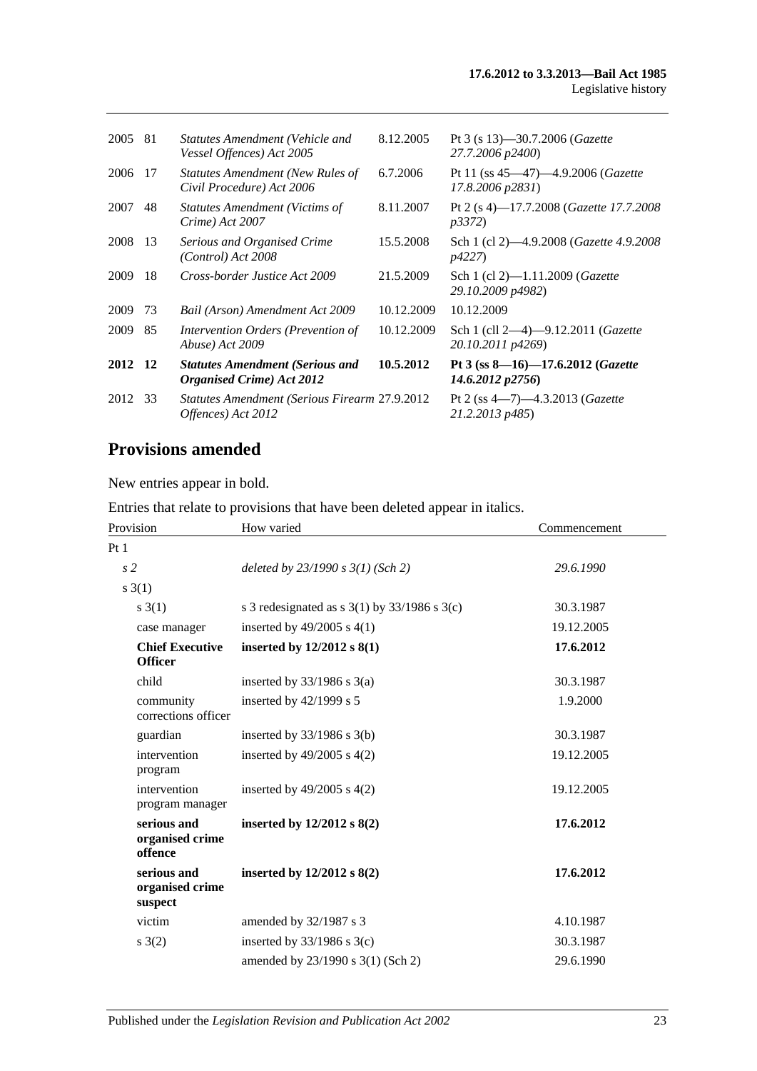| | | | | |
|---|---|---|---|---|
| 2005 | 81 | *Statutes Amendment (Vehicle and Vessel Offences) Act 2005* | 8.12.2005 | Pt 3 (s 13)—30.7.2006 (*Gazette 27.7.2006 p2400*) |
| 2006 | 17 | *Statutes Amendment (New Rules of Civil Procedure) Act 2006* | 6.7.2006 | Pt 11 (ss 45—47)—4.9.2006 (*Gazette 17.8.2006 p2831*) |
| 2007 | 48 | *Statutes Amendment (Victims of Crime) Act 2007* | 8.11.2007 | Pt 2 (s 4)—17.7.2008 (*Gazette 17.7.2008 p3372*) |
| 2008 | 13 | *Serious and Organised Crime (Control) Act 2008* | 15.5.2008 | Sch 1 (cl 2)—4.9.2008 (*Gazette 4.9.2008 p4227*) |
| 2009 | 18 | *Cross-border Justice Act 2009* | 21.5.2009 | Sch 1 (cl 2)—1.11.2009 (*Gazette 29.10.2009 p4982*) |
| 2009 | 73 | *Bail (Arson) Amendment Act 2009* | 10.12.2009 | 10.12.2009 |
| 2009 | 85 | *Intervention Orders (Prevention of Abuse) Act 2009* | 10.12.2009 | Sch 1 (cll 2—4)—9.12.2011 (*Gazette 20.10.2011 p4269*) |
| **2012** | **12** | ***Statutes Amendment (Serious and Organised Crime) Act 2012*** | **10.5.2012** | **Pt 3 (ss 8—16)—17.6.2012 (*Gazette 14.6.2012 p2756*)** |
| 2012 | 33 | *Statutes Amendment (Serious Firearm Offences) Act 2012* | 27.9.2012 | Pt 2 (ss 4—7)—4.3.2013 (*Gazette 21.2.2013 p485*) |

## Provisions amended

New entries appear in bold.

Entries that relate to provisions that have been deleted appear in italics.

| Provision | | How varied | Commencement |
|---|---|---|---|
| Pt 1 | | | |
| *s 2* | | *deleted by 23/1990 s 3(1) (Sch 2)* | *29.6.1990* |
| s 3(1) | | | |
| | s 3(1) | s 3 redesignated as s 3(1) by 33/1986 s 3(c) | 30.3.1987 |
| | case manager | inserted by 49/2005 s 4(1) | 19.12.2005 |
| | **Chief Executive Officer** | **inserted by 12/2012 s 8(1)** | **17.6.2012** |
| | child | inserted by 33/1986 s 3(a) | 30.3.1987 |
| | community corrections officer | inserted by 42/1999 s 5 | 1.9.2000 |
| | guardian | inserted by 33/1986 s 3(b) | 30.3.1987 |
| | intervention program | inserted by 49/2005 s 4(2) | 19.12.2005 |
| | intervention program manager | inserted by 49/2005 s 4(2) | 19.12.2005 |
| | **serious and organised crime offence** | **inserted by 12/2012 s 8(2)** | **17.6.2012** |
| | **serious and organised crime suspect** | **inserted by 12/2012 s 8(2)** | **17.6.2012** |
| | victim | amended by 32/1987 s 3 | 4.10.1987 |
| | s 3(2) | inserted by 33/1986 s 3(c) | 30.3.1987 |
| | | amended by 23/1990 s 3(1) (Sch 2) | 29.6.1990 |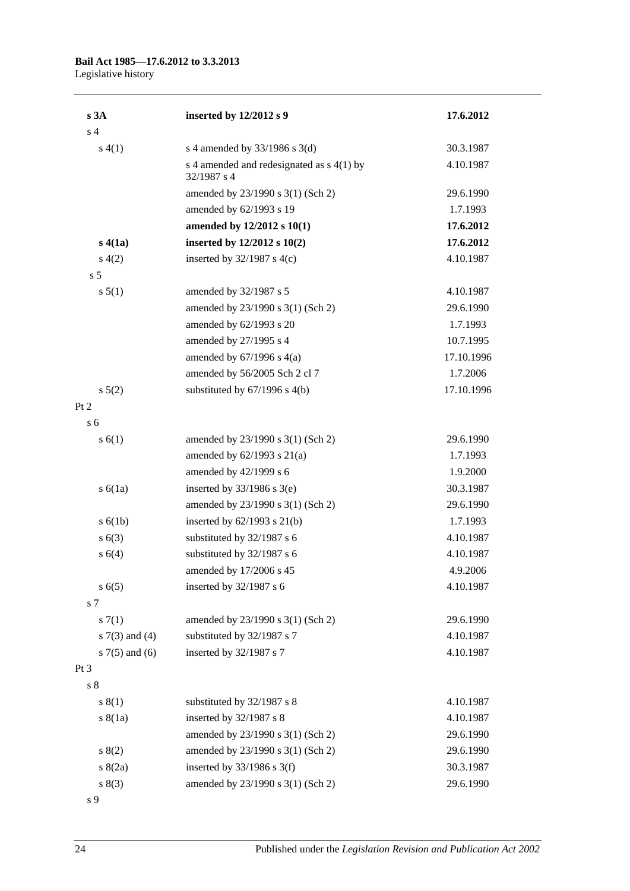| | | |
|---|---|---|
| **s 3A** | **inserted by 12/2012 s 9** | **17.6.2012** |
| s 4 | | |
| s 4(1) | s 4 amended by 33/1986 s 3(d) | 30.3.1987 |
| | s 4 amended and redesignated as s 4(1) by 32/1987 s 4 | 4.10.1987 |
| | amended by 23/1990 s 3(1) (Sch 2) | 29.6.1990 |
| | amended by 62/1993 s 19 | 1.7.1993 |
| | **amended by 12/2012 s 10(1)** | **17.6.2012** |
| **s 4(1a)** | **inserted by 12/2012 s 10(2)** | **17.6.2012** |
| s 4(2) | inserted by 32/1987 s 4(c) | 4.10.1987 |
| s 5 | | |
| s 5(1) | amended by 32/1987 s 5 | 4.10.1987 |
| | amended by 23/1990 s 3(1) (Sch 2) | 29.6.1990 |
| | amended by 62/1993 s 20 | 1.7.1993 |
| | amended by 27/1995 s 4 | 10.7.1995 |
| | amended by 67/1996 s 4(a) | 17.10.1996 |
| | amended by 56/2005 Sch 2 cl 7 | 1.7.2006 |
| s 5(2) | substituted by 67/1996 s 4(b) | 17.10.1996 |
| Pt 2 | | |
| s 6 | | |
| s 6(1) | amended by 23/1990 s 3(1) (Sch 2) | 29.6.1990 |
| | amended by 62/1993 s 21(a) | 1.7.1993 |
| | amended by 42/1999 s 6 | 1.9.2000 |
| s 6(1a) | inserted by 33/1986 s 3(e) | 30.3.1987 |
| | amended by 23/1990 s 3(1) (Sch 2) | 29.6.1990 |
| s 6(1b) | inserted by 62/1993 s 21(b) | 1.7.1993 |
| s 6(3) | substituted by 32/1987 s 6 | 4.10.1987 |
| s 6(4) | substituted by 32/1987 s 6 | 4.10.1987 |
| | amended by 17/2006 s 45 | 4.9.2006 |
| s 6(5) | inserted by 32/1987 s 6 | 4.10.1987 |
| s 7 | | |
| s 7(1) | amended by 23/1990 s 3(1) (Sch 2) | 29.6.1990 |
| s 7(3) and (4) | substituted by 32/1987 s 7 | 4.10.1987 |
| s 7(5) and (6) | inserted by 32/1987 s 7 | 4.10.1987 |
| Pt 3 | | |
| s 8 | | |
| s 8(1) | substituted by 32/1987 s 8 | 4.10.1987 |
| s 8(1a) | inserted by 32/1987 s 8 | 4.10.1987 |
| | amended by 23/1990 s 3(1) (Sch 2) | 29.6.1990 |
| s 8(2) | amended by 23/1990 s 3(1) (Sch 2) | 29.6.1990 |
| s 8(2a) | inserted by 33/1986 s 3(f) | 30.3.1987 |
| s 8(3) | amended by 23/1990 s 3(1) (Sch 2) | 29.6.1990 |
| s 9 | | |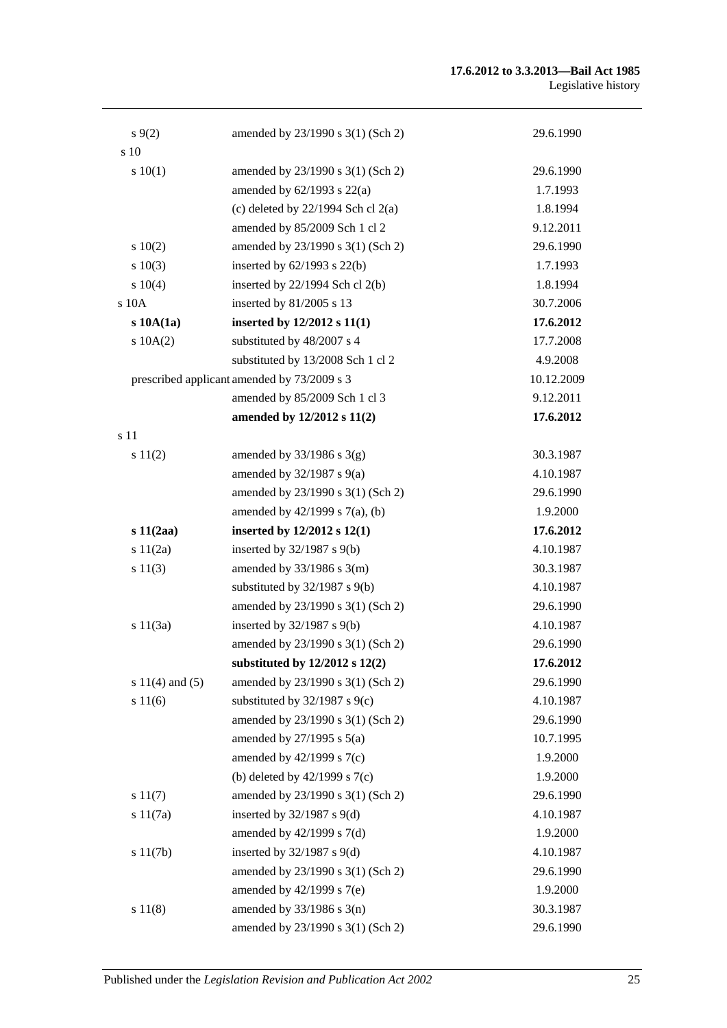| | | |
|---|---|---|
| s 9(2) | amended by 23/1990 s 3(1) (Sch 2) | 29.6.1990 |
| s 10 | | |
| s 10(1) | amended by 23/1990 s 3(1) (Sch 2) | 29.6.1990 |
| | amended by 62/1993 s 22(a) | 1.7.1993 |
| | (c) deleted by 22/1994 Sch cl 2(a) | 1.8.1994 |
| | amended by 85/2009 Sch 1 cl 2 | 9.12.2011 |
| s 10(2) | amended by 23/1990 s 3(1) (Sch 2) | 29.6.1990 |
| s 10(3) | inserted by 62/1993 s 22(b) | 1.7.1993 |
| s 10(4) | inserted by 22/1994 Sch cl 2(b) | 1.8.1994 |
| s 10A | inserted by 81/2005 s 13 | 30.7.2006 |
| **s 10A(1a)** | **inserted by 12/2012 s 11(1)** | **17.6.2012** |
| s 10A(2) | substituted by 48/2007 s 4 | 17.7.2008 |
| | substituted by 13/2008 Sch 1 cl 2 | 4.9.2008 |
| prescribed applicant | amended by 73/2009 s 3 | 10.12.2009 |
| | amended by 85/2009 Sch 1 cl 3 | 9.12.2011 |
| | **amended by 12/2012 s 11(2)** | **17.6.2012** |
| s 11 | | |
| s 11(2) | amended by 33/1986 s 3(g) | 30.3.1987 |
| | amended by 32/1987 s 9(a) | 4.10.1987 |
| | amended by 23/1990 s 3(1) (Sch 2) | 29.6.1990 |
| | amended by 42/1999 s 7(a), (b) | 1.9.2000 |
| **s 11(2aa)** | **inserted by 12/2012 s 12(1)** | **17.6.2012** |
| s 11(2a) | inserted by 32/1987 s 9(b) | 4.10.1987 |
| s 11(3) | amended by 33/1986 s 3(m) | 30.3.1987 |
| | substituted by 32/1987 s 9(b) | 4.10.1987 |
| | amended by 23/1990 s 3(1) (Sch 2) | 29.6.1990 |
| s 11(3a) | inserted by 32/1987 s 9(b) | 4.10.1987 |
| | amended by 23/1990 s 3(1) (Sch 2) | 29.6.1990 |
| | **substituted by 12/2012 s 12(2)** | **17.6.2012** |
| s 11(4) and (5) | amended by 23/1990 s 3(1) (Sch 2) | 29.6.1990 |
| s 11(6) | substituted by 32/1987 s 9(c) | 4.10.1987 |
| | amended by 23/1990 s 3(1) (Sch 2) | 29.6.1990 |
| | amended by 27/1995 s 5(a) | 10.7.1995 |
| | amended by 42/1999 s 7(c) | 1.9.2000 |
| | (b) deleted by 42/1999 s 7(c) | 1.9.2000 |
| s 11(7) | amended by 23/1990 s 3(1) (Sch 2) | 29.6.1990 |
| s 11(7a) | inserted by 32/1987 s 9(d) | 4.10.1987 |
| | amended by 42/1999 s 7(d) | 1.9.2000 |
| s 11(7b) | inserted by 32/1987 s 9(d) | 4.10.1987 |
| | amended by 23/1990 s 3(1) (Sch 2) | 29.6.1990 |
| | amended by 42/1999 s 7(e) | 1.9.2000 |
| s 11(8) | amended by 33/1986 s 3(n) | 30.3.1987 |
| | amended by 23/1990 s 3(1) (Sch 2) | 29.6.1990 |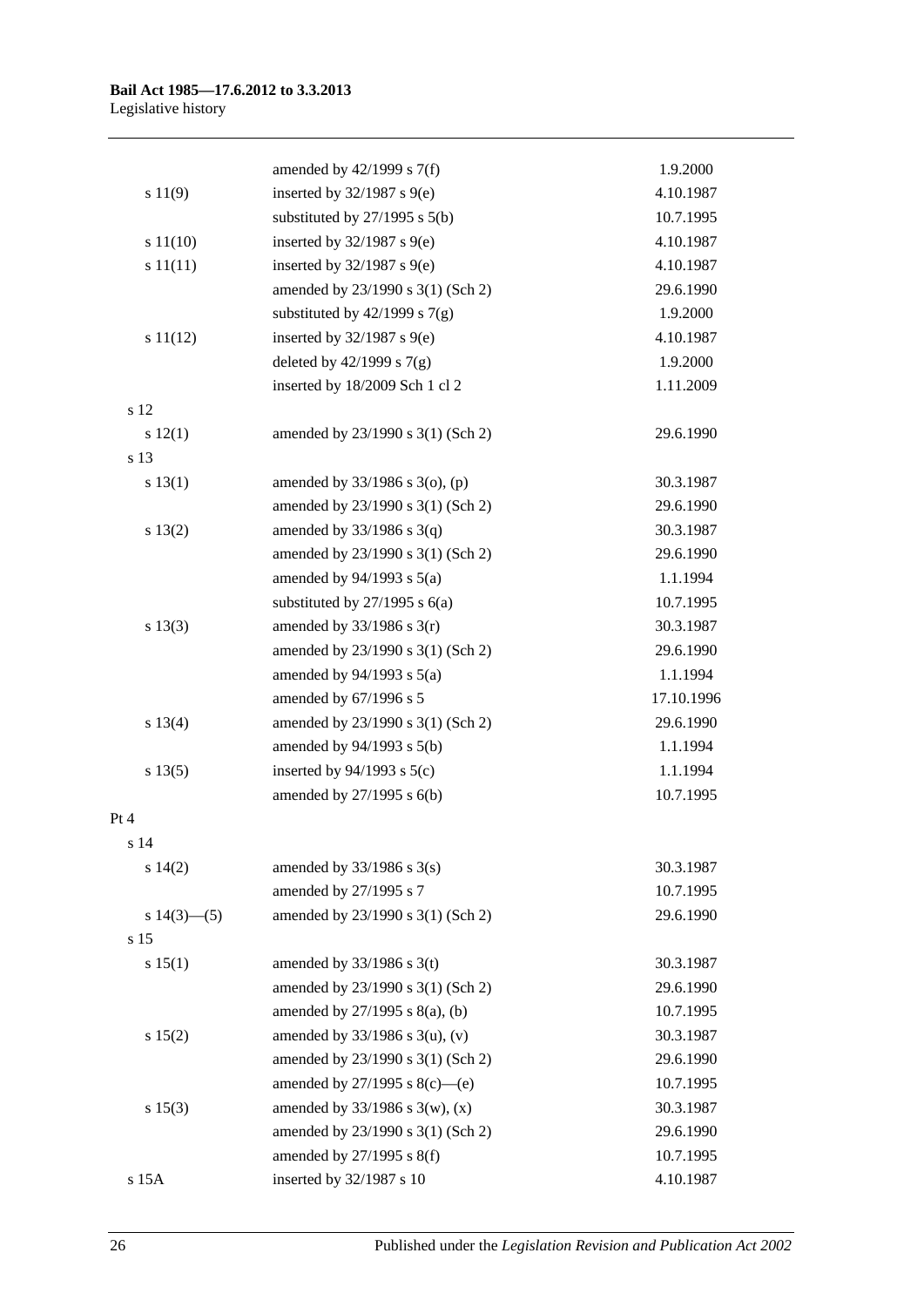| | | |
|---|---|---|
| | amended by 42/1999 s 7(f) | 1.9.2000 |
| s 11(9) | inserted by 32/1987 s 9(e) | 4.10.1987 |
| | substituted by 27/1995 s 5(b) | 10.7.1995 |
| s 11(10) | inserted by 32/1987 s 9(e) | 4.10.1987 |
| s 11(11) | inserted by 32/1987 s 9(e) | 4.10.1987 |
| | amended by 23/1990 s 3(1) (Sch 2) | 29.6.1990 |
| | substituted by 42/1999 s 7(g) | 1.9.2000 |
| s 11(12) | inserted by 32/1987 s 9(e) | 4.10.1987 |
| | deleted by 42/1999 s 7(g) | 1.9.2000 |
| | inserted by 18/2009 Sch 1 cl 2 | 1.11.2009 |
| s 12 | | |
| s 12(1) | amended by 23/1990 s 3(1) (Sch 2) | 29.6.1990 |
| s 13 | | |
| s 13(1) | amended by 33/1986 s 3(o), (p) | 30.3.1987 |
| | amended by 23/1990 s 3(1) (Sch 2) | 29.6.1990 |
| s 13(2) | amended by 33/1986 s 3(q) | 30.3.1987 |
| | amended by 23/1990 s 3(1) (Sch 2) | 29.6.1990 |
| | amended by 94/1993 s 5(a) | 1.1.1994 |
| | substituted by 27/1995 s 6(a) | 10.7.1995 |
| s 13(3) | amended by 33/1986 s 3(r) | 30.3.1987 |
| | amended by 23/1990 s 3(1) (Sch 2) | 29.6.1990 |
| | amended by 94/1993 s 5(a) | 1.1.1994 |
| | amended by 67/1996 s 5 | 17.10.1996 |
| s 13(4) | amended by 23/1990 s 3(1) (Sch 2) | 29.6.1990 |
| | amended by 94/1993 s 5(b) | 1.1.1994 |
| s 13(5) | inserted by 94/1993 s 5(c) | 1.1.1994 |
| | amended by 27/1995 s 6(b) | 10.7.1995 |
| Pt 4 | | |
| s 14 | | |
| s 14(2) | amended by 33/1986 s 3(s) | 30.3.1987 |
| | amended by 27/1995 s 7 | 10.7.1995 |
| s 14(3)—(5) | amended by 23/1990 s 3(1) (Sch 2) | 29.6.1990 |
| s 15 | | |
| s 15(1) | amended by 33/1986 s 3(t) | 30.3.1987 |
| | amended by 23/1990 s 3(1) (Sch 2) | 29.6.1990 |
| | amended by 27/1995 s 8(a), (b) | 10.7.1995 |
| s 15(2) | amended by 33/1986 s 3(u), (v) | 30.3.1987 |
| | amended by 23/1990 s 3(1) (Sch 2) | 29.6.1990 |
| | amended by 27/1995 s 8(c)—(e) | 10.7.1995 |
| s 15(3) | amended by 33/1986 s 3(w), (x) | 30.3.1987 |
| | amended by 23/1990 s 3(1) (Sch 2) | 29.6.1990 |
| | amended by 27/1995 s 8(f) | 10.7.1995 |
| s 15A | inserted by 32/1987 s 10 | 4.10.1987 |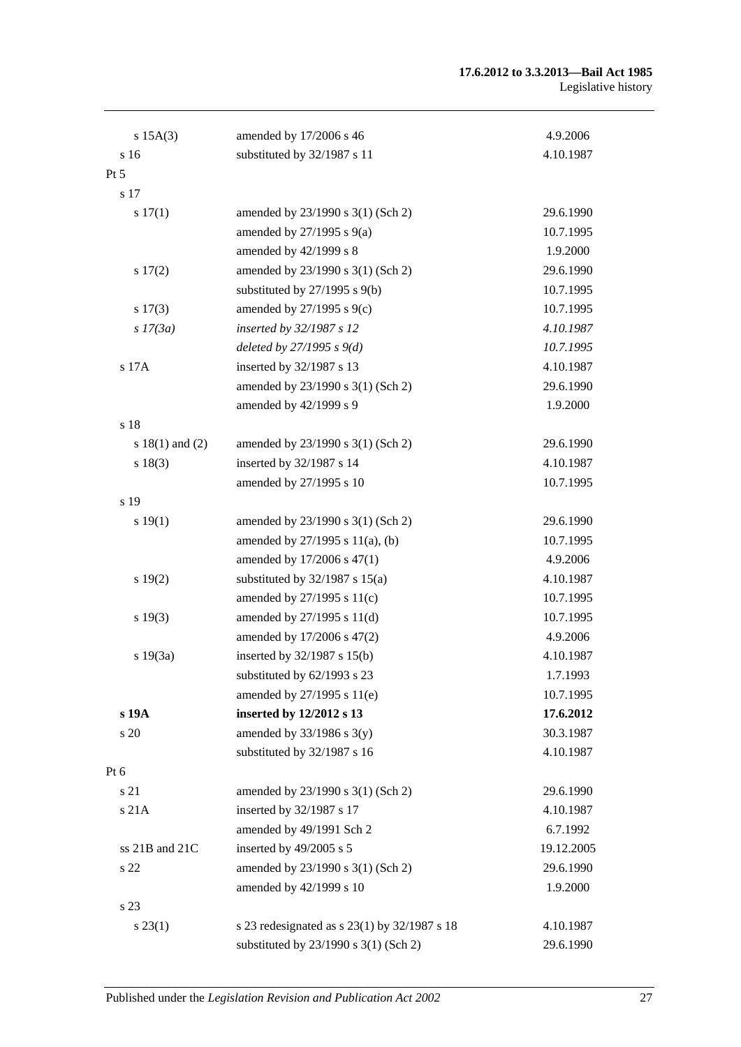| | | |
|---|---|---|
| s 15A(3) | amended by 17/2006 s 46 | 4.9.2006 |
| s 16 | substituted by 32/1987 s 11 | 4.10.1987 |
| Pt 5 | | |
| s 17 | | |
| s 17(1) | amended by 23/1990 s 3(1) (Sch 2) | 29.6.1990 |
| | amended by 27/1995 s 9(a) | 10.7.1995 |
| | amended by 42/1999 s 8 | 1.9.2000 |
| s 17(2) | amended by 23/1990 s 3(1) (Sch 2) | 29.6.1990 |
| | substituted by 27/1995 s 9(b) | 10.7.1995 |
| s 17(3) | amended by 27/1995 s 9(c) | 10.7.1995 |
| *s 17(3a)* | *inserted by 32/1987 s 12* | *4.10.1987* |
| | *deleted by 27/1995 s 9(d)* | *10.7.1995* |
| s 17A | inserted by 32/1987 s 13 | 4.10.1987 |
| | amended by 23/1990 s 3(1) (Sch 2) | 29.6.1990 |
| | amended by 42/1999 s 9 | 1.9.2000 |
| s 18 | | |
| s 18(1) and (2) | amended by 23/1990 s 3(1) (Sch 2) | 29.6.1990 |
| s 18(3) | inserted by 32/1987 s 14 | 4.10.1987 |
| | amended by 27/1995 s 10 | 10.7.1995 |
| s 19 | | |
| s 19(1) | amended by 23/1990 s 3(1) (Sch 2) | 29.6.1990 |
| | amended by 27/1995 s 11(a), (b) | 10.7.1995 |
| | amended by 17/2006 s 47(1) | 4.9.2006 |
| s 19(2) | substituted by 32/1987 s 15(a) | 4.10.1987 |
| | amended by 27/1995 s 11(c) | 10.7.1995 |
| s 19(3) | amended by 27/1995 s 11(d) | 10.7.1995 |
| | amended by 17/2006 s 47(2) | 4.9.2006 |
| s 19(3a) | inserted by 32/1987 s 15(b) | 4.10.1987 |
| | substituted by 62/1993 s 23 | 1.7.1993 |
| | amended by 27/1995 s 11(e) | 10.7.1995 |
| **s 19A** | **inserted by 12/2012 s 13** | **17.6.2012** |
| s 20 | amended by 33/1986 s 3(y) | 30.3.1987 |
| | substituted by 32/1987 s 16 | 4.10.1987 |
| Pt 6 | | |
| s 21 | amended by 23/1990 s 3(1) (Sch 2) | 29.6.1990 |
| s 21A | inserted by 32/1987 s 17 | 4.10.1987 |
| | amended by 49/1991 Sch 2 | 6.7.1992 |
| ss 21B and 21C | inserted by 49/2005 s 5 | 19.12.2005 |
| s 22 | amended by 23/1990 s 3(1) (Sch 2) | 29.6.1990 |
| | amended by 42/1999 s 10 | 1.9.2000 |
| s 23 | | |
| s 23(1) | s 23 redesignated as s 23(1) by 32/1987 s 18 | 4.10.1987 |
| | substituted by 23/1990 s 3(1) (Sch 2) | 29.6.1990 |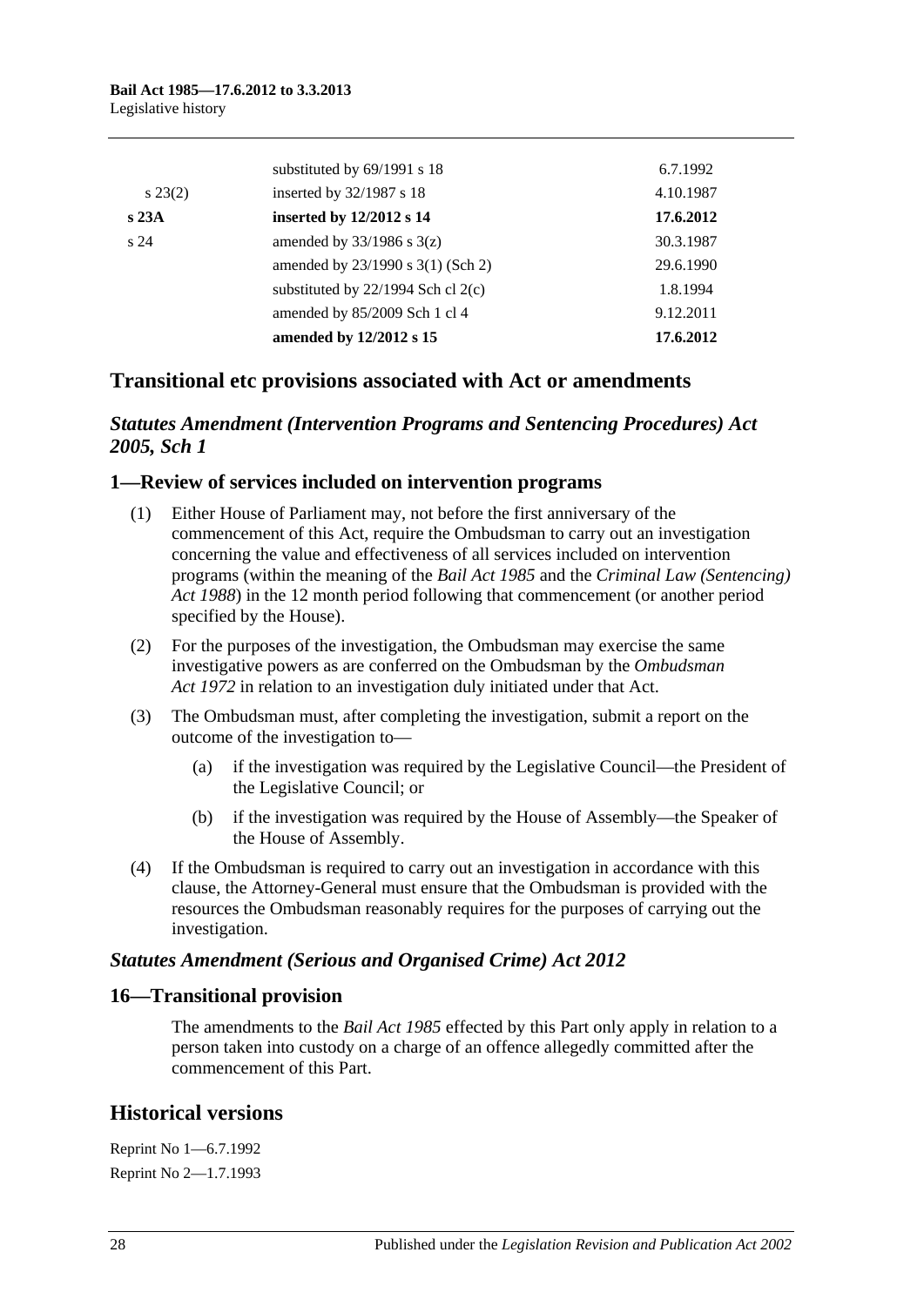| | | |
|---|---|---|
| | substituted by 69/1991 s 18 | 6.7.1992 |
| s 23(2) | inserted by 32/1987 s 18 | 4.10.1987 |
| **s 23A** | **inserted by 12/2012 s 14** | **17.6.2012** |
| s 24 | amended by 33/1986 s 3(z) | 30.3.1987 |
| | amended by 23/1990 s 3(1) (Sch 2) | 29.6.1990 |
| | substituted by 22/1994 Sch cl 2(c) | 1.8.1994 |
| | amended by 85/2009 Sch 1 cl 4 | 9.12.2011 |
| | **amended by 12/2012 s 15** | **17.6.2012** |

## Transitional etc provisions associated with Act or amendments

### *Statutes Amendment (Intervention Programs and Sentencing Procedures) Act 2005, Sch 1*

### 1—Review of services included on intervention programs

(1) Either House of Parliament may, not before the first anniversary of the commencement of this Act, require the Ombudsman to carry out an investigation concerning the value and effectiveness of all services included on intervention programs (within the meaning of the *Bail Act 1985* and the *Criminal Law (Sentencing) Act 1988*) in the 12 month period following that commencement (or another period specified by the House).

(2) For the purposes of the investigation, the Ombudsman may exercise the same investigative powers as are conferred on the Ombudsman by the *Ombudsman Act 1972* in relation to an investigation duly initiated under that Act.

(3) The Ombudsman must, after completing the investigation, submit a report on the outcome of the investigation to—

(a) if the investigation was required by the Legislative Council—the President of the Legislative Council; or

(b) if the investigation was required by the House of Assembly—the Speaker of the House of Assembly.

(4) If the Ombudsman is required to carry out an investigation in accordance with this clause, the Attorney-General must ensure that the Ombudsman is provided with the resources the Ombudsman reasonably requires for the purposes of carrying out the investigation.

### *Statutes Amendment (Serious and Organised Crime) Act 2012*

### 16—Transitional provision

The amendments to the *Bail Act 1985* effected by this Part only apply in relation to a person taken into custody on a charge of an offence allegedly committed after the commencement of this Part.

## Historical versions

Reprint No 1—6.7.1992

Reprint No 2—1.7.1993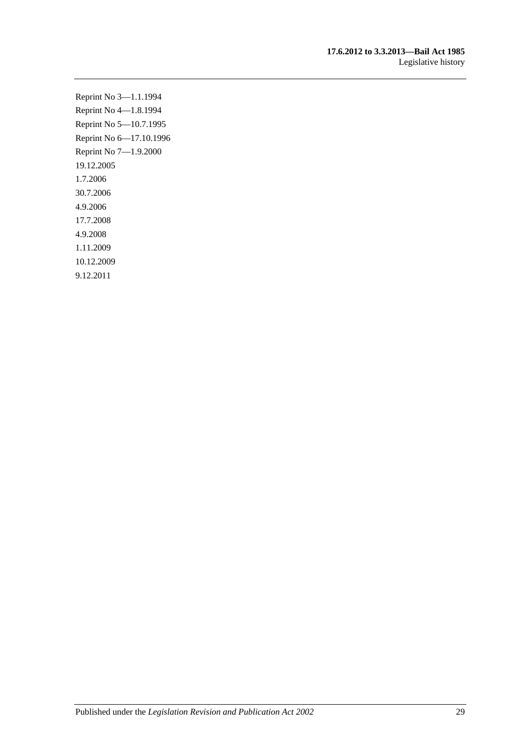Reprint No 3—1.1.1994

Reprint No 4—1.8.1994

Reprint No 5—10.7.1995

Reprint No 6—17.10.1996

Reprint No 7—1.9.2000

19.12.2005

1.7.2006

30.7.2006

4.9.2006

17.7.2008

4.9.2008

1.11.2009

10.12.2009

9.12.2011